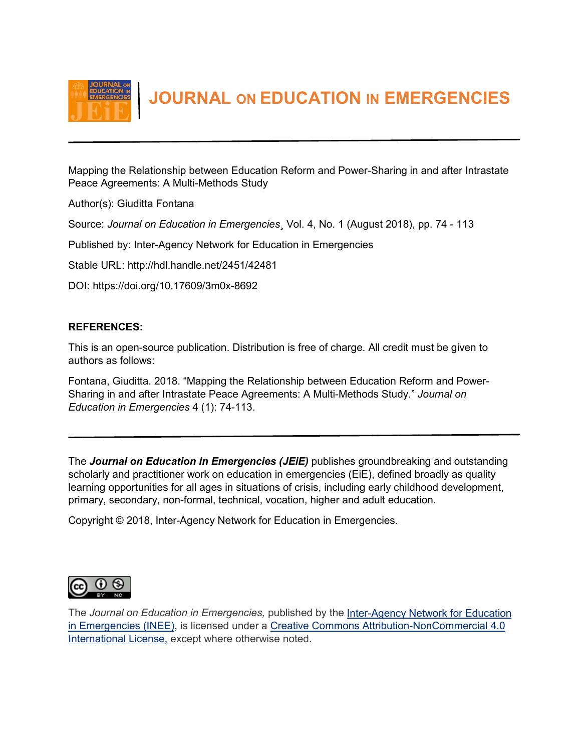# JOURNAL ON EDUCATION IN EMERGENCIES

Mapping the Relationship between Education Reform and Power-Sharing in and after Intrastate Peace Agreements: A Multi-Methods Study

Author(s): Giuditta Fontana

Source: *Journal on Education in Emergencies*¸ Vol. 4, No. 1 (August 2018), pp. 74 - 113

Published by: Inter-Agency Network for Education in Emergencies

Stable URL: http://hdl.handle.net/2451/42481

DOI: https://doi.org/10.17609/3m0x-8692

**REFERENCES:**

This is an open-source publication. Distribution is free of charge. All credit must be given to authors as follows:

Fontana, Giuditta. 2018. "Mapping the Relationship between Education Reform and Power-Sharing in and after Intrastate Peace Agreements: A Multi-Methods Study." *Journal on Education in Emergencies* 4 (1): 74-113.

---

The ***Journal on Education in Emergencies (JEiE)*** publishes groundbreaking and outstanding scholarly and practitioner work on education in emergencies (EiE), defined broadly as quality learning opportunities for all ages in situations of crisis, including early childhood development, primary, secondary, non-formal, technical, vocation, higher and adult education.

Copyright © 2018, Inter-Agency Network for Education in Emergencies.

The *Journal on Education in Emergencies,* published by the Inter-Agency Network for Education in Emergencies (INEE), is licensed under a Creative Commons Attribution-NonCommercial 4.0 International License, except where otherwise noted.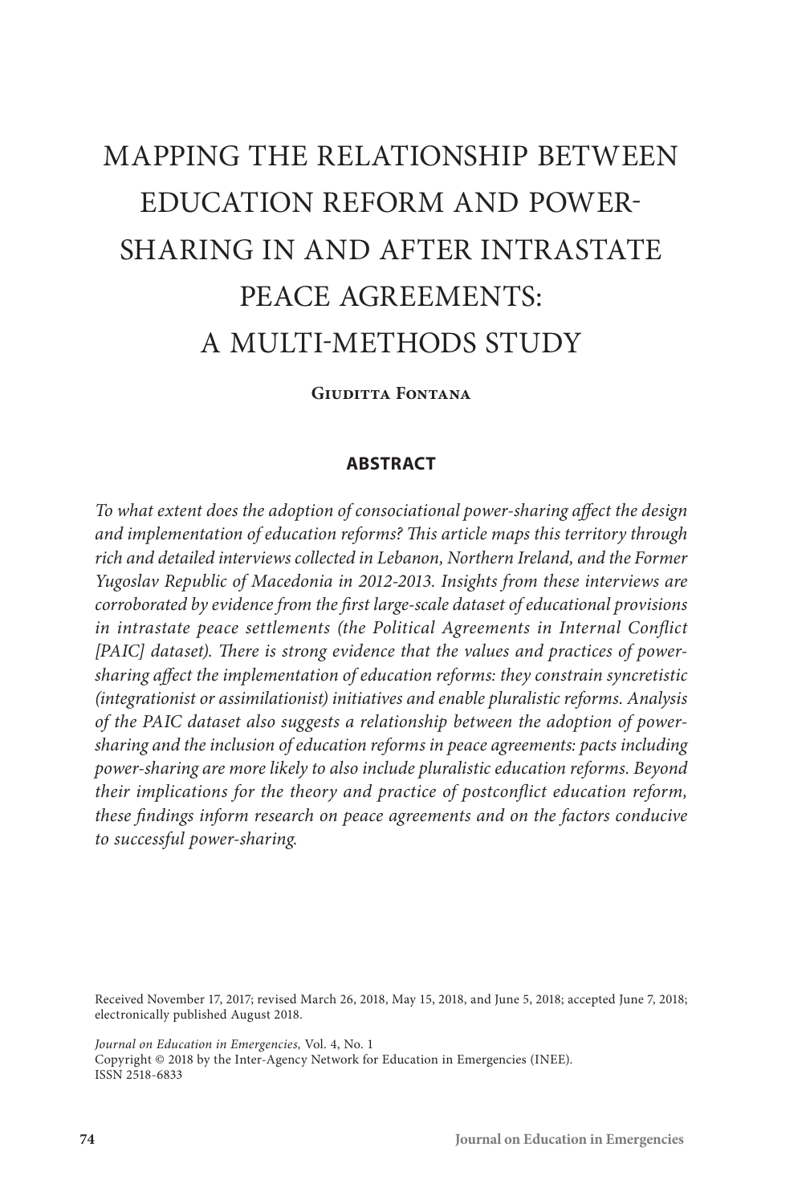# MAPPING THE RELATIONSHIP BETWEEN EDUCATION REFORM AND POWER-SHARING IN AND AFTER INTRASTATE PEACE AGREEMENTS: A MULTI-METHODS STUDY

**Giuditta Fontana**

## ABSTRACT

*To what extent does the adoption of consociational power-sharing affect the design and implementation of education reforms? This article maps this territory through rich and detailed interviews collected in Lebanon, Northern Ireland, and the Former Yugoslav Republic of Macedonia in 2012-2013. Insights from these interviews are corroborated by evidence from the first large-scale dataset of educational provisions in intrastate peace settlements (the Political Agreements in Internal Conflict [PAIC] dataset). There is strong evidence that the values and practices of power-sharing affect the implementation of education reforms: they constrain syncretistic (integrationist or assimilationist) initiatives and enable pluralistic reforms. Analysis of the PAIC dataset also suggests a relationship between the adoption of power-sharing and the inclusion of education reforms in peace agreements: pacts including power-sharing are more likely to also include pluralistic education reforms. Beyond their implications for the theory and practice of postconflict education reform, these findings inform research on peace agreements and on the factors conducive to successful power-sharing.*

Received November 17, 2017; revised March 26, 2018, May 15, 2018, and June 5, 2018; accepted June 7, 2018; electronically published August 2018.

*Journal on Education in Emergencies,* Vol. 4, No. 1
Copyright © 2018 by the Inter-Agency Network for Education in Emergencies (INEE).
ISSN 2518-6833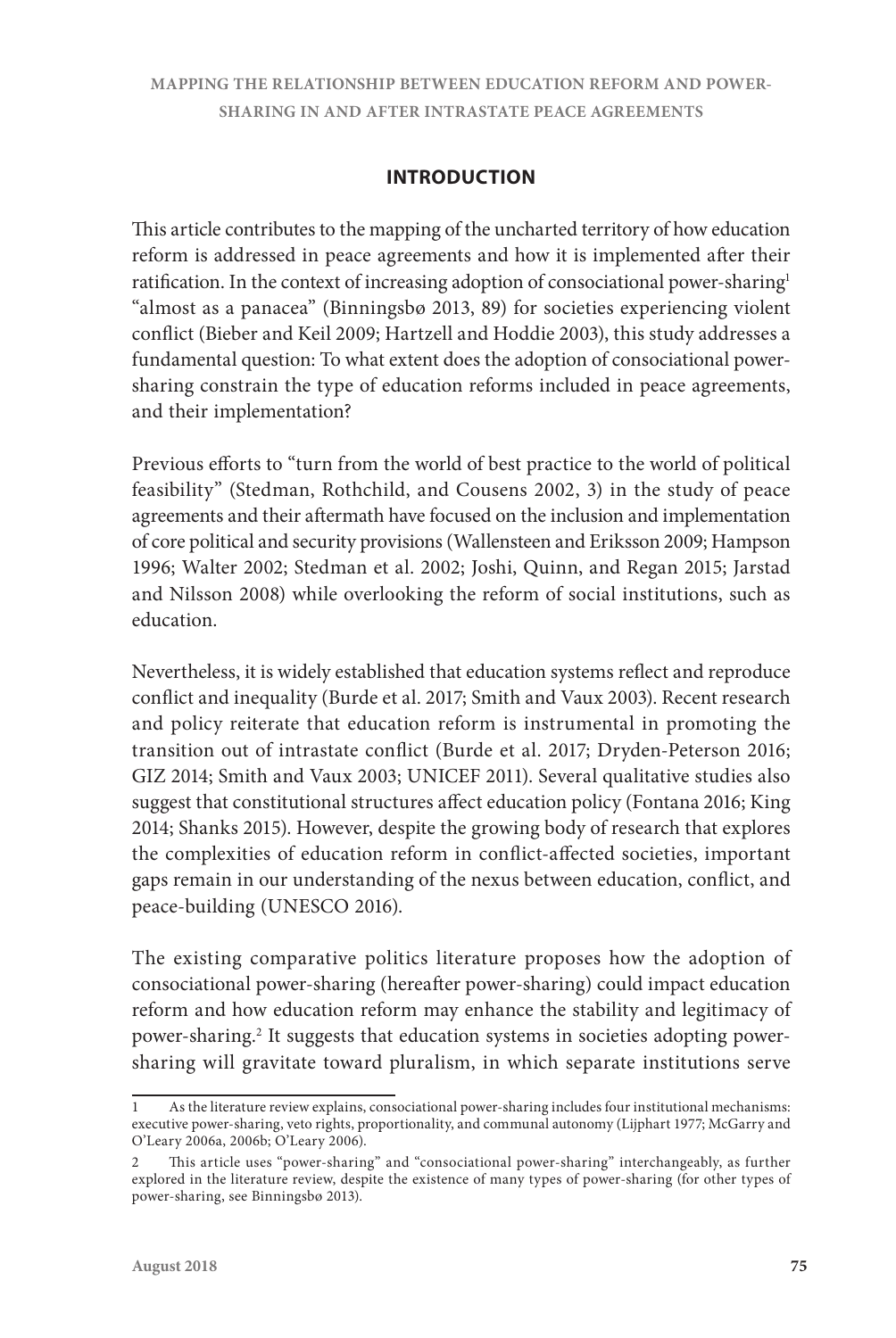## INTRODUCTION

This article contributes to the mapping of the uncharted territory of how education reform is addressed in peace agreements and how it is implemented after their ratification. In the context of increasing adoption of consociational power-sharing[1] "almost as a panacea" (Binningsbø 2013, 89) for societies experiencing violent conflict (Bieber and Keil 2009; Hartzell and Hoddie 2003), this study addresses a fundamental question: To what extent does the adoption of consociational power-sharing constrain the type of education reforms included in peace agreements, and their implementation?

Previous efforts to "turn from the world of best practice to the world of political feasibility" (Stedman, Rothchild, and Cousens 2002, 3) in the study of peace agreements and their aftermath have focused on the inclusion and implementation of core political and security provisions (Wallensteen and Eriksson 2009; Hampson 1996; Walter 2002; Stedman et al. 2002; Joshi, Quinn, and Regan 2015; Jarstad and Nilsson 2008) while overlooking the reform of social institutions, such as education.

Nevertheless, it is widely established that education systems reflect and reproduce conflict and inequality (Burde et al. 2017; Smith and Vaux 2003). Recent research and policy reiterate that education reform is instrumental in promoting the transition out of intrastate conflict (Burde et al. 2017; Dryden-Peterson 2016; GIZ 2014; Smith and Vaux 2003; UNICEF 2011). Several qualitative studies also suggest that constitutional structures affect education policy (Fontana 2016; King 2014; Shanks 2015). However, despite the growing body of research that explores the complexities of education reform in conflict-affected societies, important gaps remain in our understanding of the nexus between education, conflict, and peace-building (UNESCO 2016).

The existing comparative politics literature proposes how the adoption of consociational power-sharing (hereafter power-sharing) could impact education reform and how education reform may enhance the stability and legitimacy of power-sharing.[2] It suggests that education systems in societies adopting power-sharing will gravitate toward pluralism, in which separate institutions serve

---

[1] As the literature review explains, consociational power-sharing includes four institutional mechanisms: executive power-sharing, veto rights, proportionality, and communal autonomy (Lijphart 1977; McGarry and O'Leary 2006a, 2006b; O'Leary 2006).

[2] This article uses "power-sharing" and "consociational power-sharing" interchangeably, as further explored in the literature review, despite the existence of many types of power-sharing (for other types of power-sharing, see Binningsbø 2013).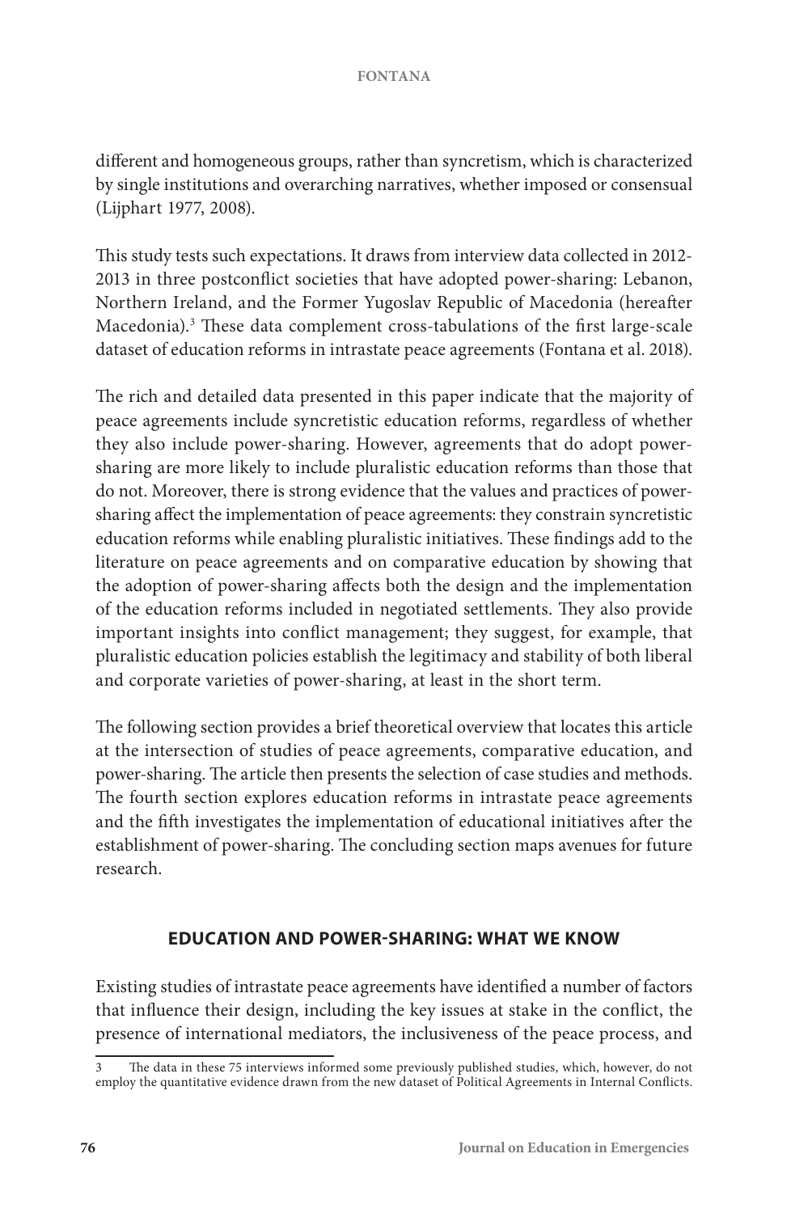different and homogeneous groups, rather than syncretism, which is characterized by single institutions and overarching narratives, whether imposed or consensual (Lijphart 1977, 2008).

This study tests such expectations. It draws from interview data collected in 2012-2013 in three postconflict societies that have adopted power-sharing: Lebanon, Northern Ireland, and the Former Yugoslav Republic of Macedonia (hereafter Macedonia).[3] These data complement cross-tabulations of the first large-scale dataset of education reforms in intrastate peace agreements (Fontana et al. 2018).

The rich and detailed data presented in this paper indicate that the majority of peace agreements include syncretistic education reforms, regardless of whether they also include power-sharing. However, agreements that do adopt power-sharing are more likely to include pluralistic education reforms than those that do not. Moreover, there is strong evidence that the values and practices of power-sharing affect the implementation of peace agreements: they constrain syncretistic education reforms while enabling pluralistic initiatives. These findings add to the literature on peace agreements and on comparative education by showing that the adoption of power-sharing affects both the design and the implementation of the education reforms included in negotiated settlements. They also provide important insights into conflict management; they suggest, for example, that pluralistic education policies establish the legitimacy and stability of both liberal and corporate varieties of power-sharing, at least in the short term.

The following section provides a brief theoretical overview that locates this article at the intersection of studies of peace agreements, comparative education, and power-sharing. The article then presents the selection of case studies and methods. The fourth section explores education reforms in intrastate peace agreements and the fifth investigates the implementation of educational initiatives after the establishment of power-sharing. The concluding section maps avenues for future research.

## EDUCATION AND POWER-SHARING: WHAT WE KNOW

Existing studies of intrastate peace agreements have identified a number of factors that influence their design, including the key issues at stake in the conflict, the presence of international mediators, the inclusiveness of the peace process, and

---

[3] The data in these 75 interviews informed some previously published studies, which, however, do not employ the quantitative evidence drawn from the new dataset of Political Agreements in Internal Conflicts.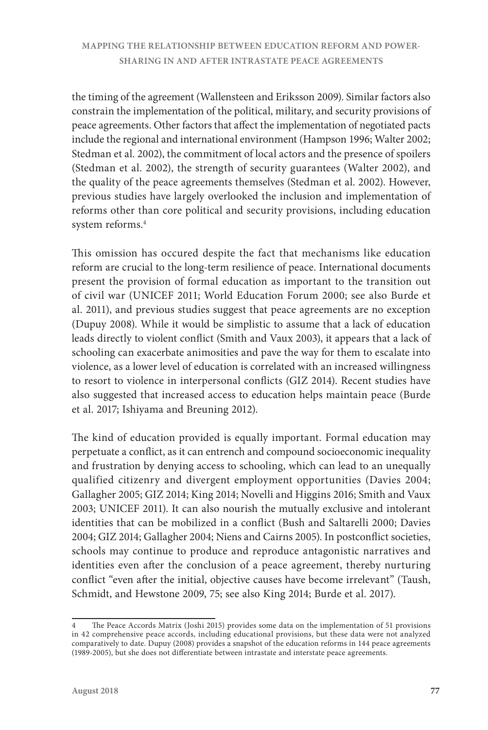the timing of the agreement (Wallensteen and Eriksson 2009). Similar factors also constrain the implementation of the political, military, and security provisions of peace agreements. Other factors that affect the implementation of negotiated pacts include the regional and international environment (Hampson 1996; Walter 2002; Stedman et al. 2002), the commitment of local actors and the presence of spoilers (Stedman et al. 2002), the strength of security guarantees (Walter 2002), and the quality of the peace agreements themselves (Stedman et al. 2002). However, previous studies have largely overlooked the inclusion and implementation of reforms other than core political and security provisions, including education system reforms.[4]

This omission has occured despite the fact that mechanisms like education reform are crucial to the long-term resilience of peace. International documents present the provision of formal education as important to the transition out of civil war (UNICEF 2011; World Education Forum 2000; see also Burde et al. 2011), and previous studies suggest that peace agreements are no exception (Dupuy 2008). While it would be simplistic to assume that a lack of education leads directly to violent conflict (Smith and Vaux 2003), it appears that a lack of schooling can exacerbate animosities and pave the way for them to escalate into violence, as a lower level of education is correlated with an increased willingness to resort to violence in interpersonal conflicts (GIZ 2014). Recent studies have also suggested that increased access to education helps maintain peace (Burde et al. 2017; Ishiyama and Breuning 2012).

The kind of education provided is equally important. Formal education may perpetuate a conflict, as it can entrench and compound socioeconomic inequality and frustration by denying access to schooling, which can lead to an unequally qualified citizenry and divergent employment opportunities (Davies 2004; Gallagher 2005; GIZ 2014; King 2014; Novelli and Higgins 2016; Smith and Vaux 2003; UNICEF 2011). It can also nourish the mutually exclusive and intolerant identities that can be mobilized in a conflict (Bush and Saltarelli 2000; Davies 2004; GIZ 2014; Gallagher 2004; Niens and Cairns 2005). In postconflict societies, schools may continue to produce and reproduce antagonistic narratives and identities even after the conclusion of a peace agreement, thereby nurturing conflict "even after the initial, objective causes have become irrelevant" (Taush, Schmidt, and Hewstone 2009, 75; see also King 2014; Burde et al. 2017).

[4] The Peace Accords Matrix (Joshi 2015) provides some data on the implementation of 51 provisions in 42 comprehensive peace accords, including educational provisions, but these data were not analyzed comparatively to date. Dupuy (2008) provides a snapshot of the education reforms in 144 peace agreements (1989-2005), but she does not differentiate between intrastate and interstate peace agreements.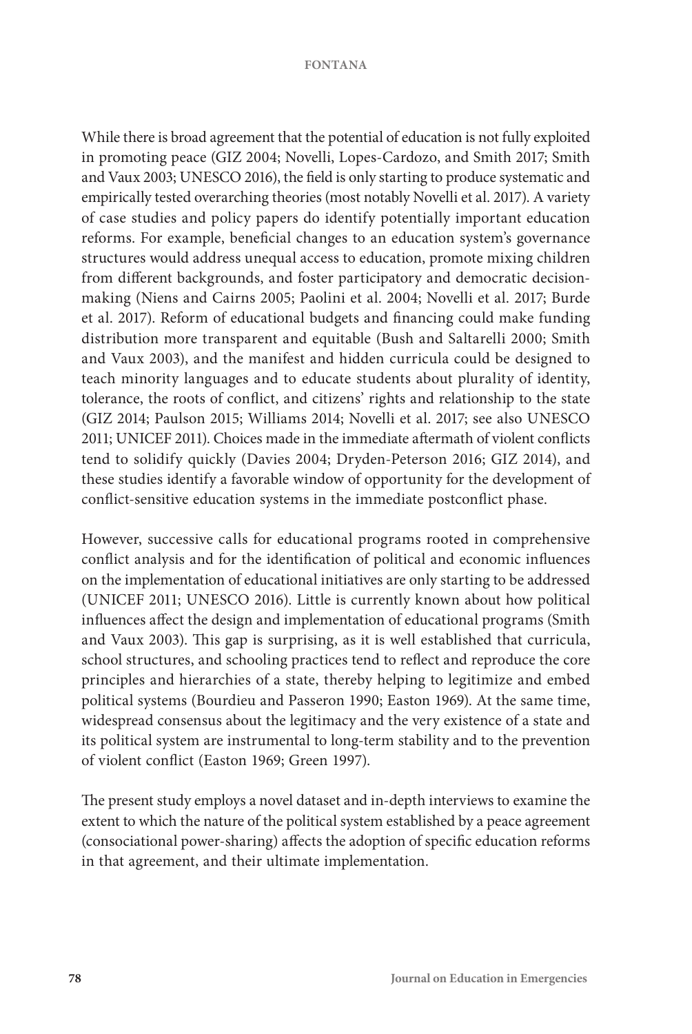While there is broad agreement that the potential of education is not fully exploited in promoting peace (GIZ 2004; Novelli, Lopes-Cardozo, and Smith 2017; Smith and Vaux 2003; UNESCO 2016), the field is only starting to produce systematic and empirically tested overarching theories (most notably Novelli et al. 2017). A variety of case studies and policy papers do identify potentially important education reforms. For example, beneficial changes to an education system's governance structures would address unequal access to education, promote mixing children from different backgrounds, and foster participatory and democratic decision-making (Niens and Cairns 2005; Paolini et al. 2004; Novelli et al. 2017; Burde et al. 2017). Reform of educational budgets and financing could make funding distribution more transparent and equitable (Bush and Saltarelli 2000; Smith and Vaux 2003), and the manifest and hidden curricula could be designed to teach minority languages and to educate students about plurality of identity, tolerance, the roots of conflict, and citizens' rights and relationship to the state (GIZ 2014; Paulson 2015; Williams 2014; Novelli et al. 2017; see also UNESCO 2011; UNICEF 2011). Choices made in the immediate aftermath of violent conflicts tend to solidify quickly (Davies 2004; Dryden-Peterson 2016; GIZ 2014), and these studies identify a favorable window of opportunity for the development of conflict-sensitive education systems in the immediate postconflict phase.

However, successive calls for educational programs rooted in comprehensive conflict analysis and for the identification of political and economic influences on the implementation of educational initiatives are only starting to be addressed (UNICEF 2011; UNESCO 2016). Little is currently known about how political influences affect the design and implementation of educational programs (Smith and Vaux 2003). This gap is surprising, as it is well established that curricula, school structures, and schooling practices tend to reflect and reproduce the core principles and hierarchies of a state, thereby helping to legitimize and embed political systems (Bourdieu and Passeron 1990; Easton 1969). At the same time, widespread consensus about the legitimacy and the very existence of a state and its political system are instrumental to long-term stability and to the prevention of violent conflict (Easton 1969; Green 1997).

The present study employs a novel dataset and in-depth interviews to examine the extent to which the nature of the political system established by a peace agreement (consociational power-sharing) affects the adoption of specific education reforms in that agreement, and their ultimate implementation.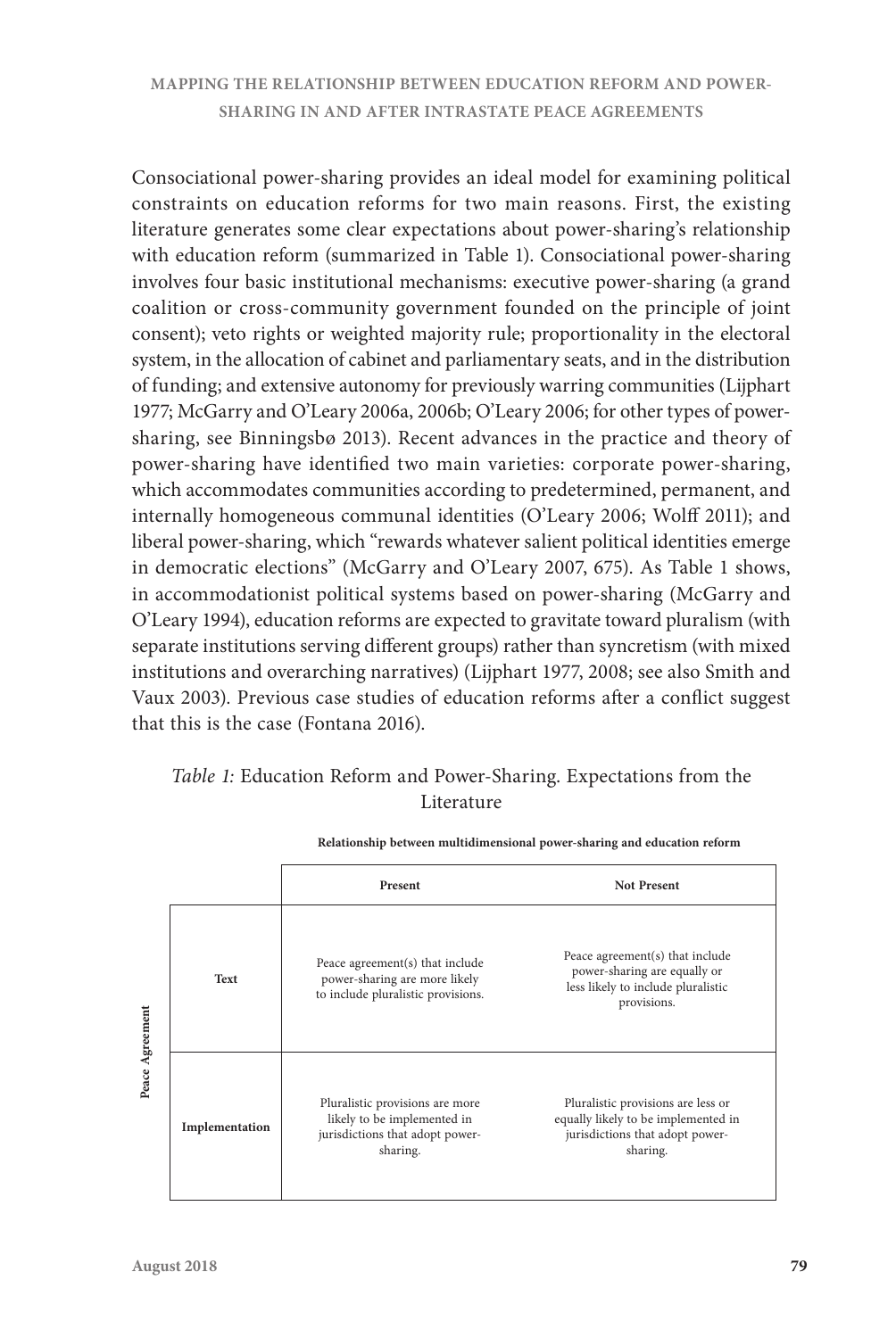Consociational power-sharing provides an ideal model for examining political constraints on education reforms for two main reasons. First, the existing literature generates some clear expectations about power-sharing's relationship with education reform (summarized in Table 1). Consociational power-sharing involves four basic institutional mechanisms: executive power-sharing (a grand coalition or cross-community government founded on the principle of joint consent); veto rights or weighted majority rule; proportionality in the electoral system, in the allocation of cabinet and parliamentary seats, and in the distribution of funding; and extensive autonomy for previously warring communities (Lijphart 1977; McGarry and O'Leary 2006a, 2006b; O'Leary 2006; for other types of power-sharing, see Binningsbø 2013). Recent advances in the practice and theory of power-sharing have identified two main varieties: corporate power-sharing, which accommodates communities according to predetermined, permanent, and internally homogeneous communal identities (O'Leary 2006; Wolff 2011); and liberal power-sharing, which "rewards whatever salient political identities emerge in democratic elections" (McGarry and O'Leary 2007, 675). As Table 1 shows, in accommodationist political systems based on power-sharing (McGarry and O'Leary 1994), education reforms are expected to gravitate toward pluralism (with separate institutions serving different groups) rather than syncretism (with mixed institutions and overarching narratives) (Lijphart 1977, 2008; see also Smith and Vaux 2003). Previous case studies of education reforms after a conflict suggest that this is the case (Fontana 2016).

*Table 1:* Education Reform and Power-Sharing. Expectations from the Literature

| | | **Relationship between multidimensional power-sharing and education reform** | |
|---|---|---|---|
| | | **Present** | **Not Present** |
| **Peace Agreement** | **Text** | Peace agreement(s) that include power-sharing are more likely to include pluralistic provisions. | Peace agreement(s) that include power-sharing are equally or less likely to include pluralistic provisions. |
| | **Implementation** | Pluralistic provisions are more likely to be implemented in jurisdictions that adopt power-sharing. | Pluralistic provisions are less or equally likely to be implemented in jurisdictions that adopt power-sharing. |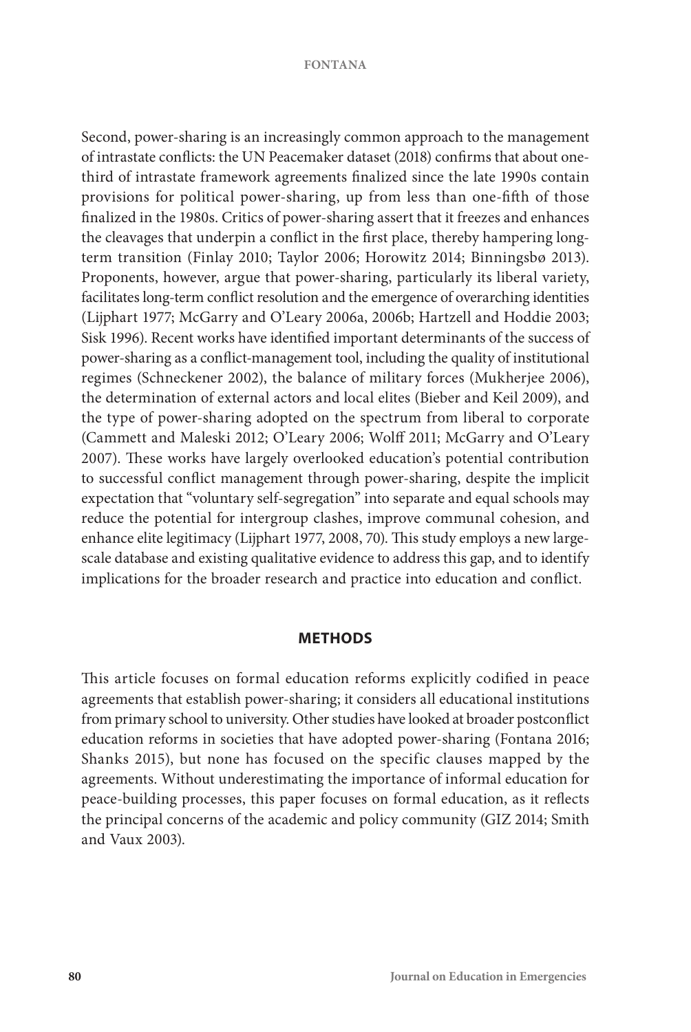Second, power-sharing is an increasingly common approach to the management of intrastate conflicts: the UN Peacemaker dataset (2018) confirms that about one-third of intrastate framework agreements finalized since the late 1990s contain provisions for political power-sharing, up from less than one-fifth of those finalized in the 1980s. Critics of power-sharing assert that it freezes and enhances the cleavages that underpin a conflict in the first place, thereby hampering long-term transition (Finlay 2010; Taylor 2006; Horowitz 2014; Binningsbø 2013). Proponents, however, argue that power-sharing, particularly its liberal variety, facilitates long-term conflict resolution and the emergence of overarching identities (Lijphart 1977; McGarry and O'Leary 2006a, 2006b; Hartzell and Hoddie 2003; Sisk 1996). Recent works have identified important determinants of the success of power-sharing as a conflict-management tool, including the quality of institutional regimes (Schneckener 2002), the balance of military forces (Mukherjee 2006), the determination of external actors and local elites (Bieber and Keil 2009), and the type of power-sharing adopted on the spectrum from liberal to corporate (Cammett and Maleski 2012; O'Leary 2006; Wolff 2011; McGarry and O'Leary 2007). These works have largely overlooked education's potential contribution to successful conflict management through power-sharing, despite the implicit expectation that "voluntary self-segregation" into separate and equal schools may reduce the potential for intergroup clashes, improve communal cohesion, and enhance elite legitimacy (Lijphart 1977, 2008, 70). This study employs a new large-scale database and existing qualitative evidence to address this gap, and to identify implications for the broader research and practice into education and conflict.

## METHODS

This article focuses on formal education reforms explicitly codified in peace agreements that establish power-sharing; it considers all educational institutions from primary school to university. Other studies have looked at broader postconflict education reforms in societies that have adopted power-sharing (Fontana 2016; Shanks 2015), but none has focused on the specific clauses mapped by the agreements. Without underestimating the importance of informal education for peace-building processes, this paper focuses on formal education, as it reflects the principal concerns of the academic and policy community (GIZ 2014; Smith and Vaux 2003).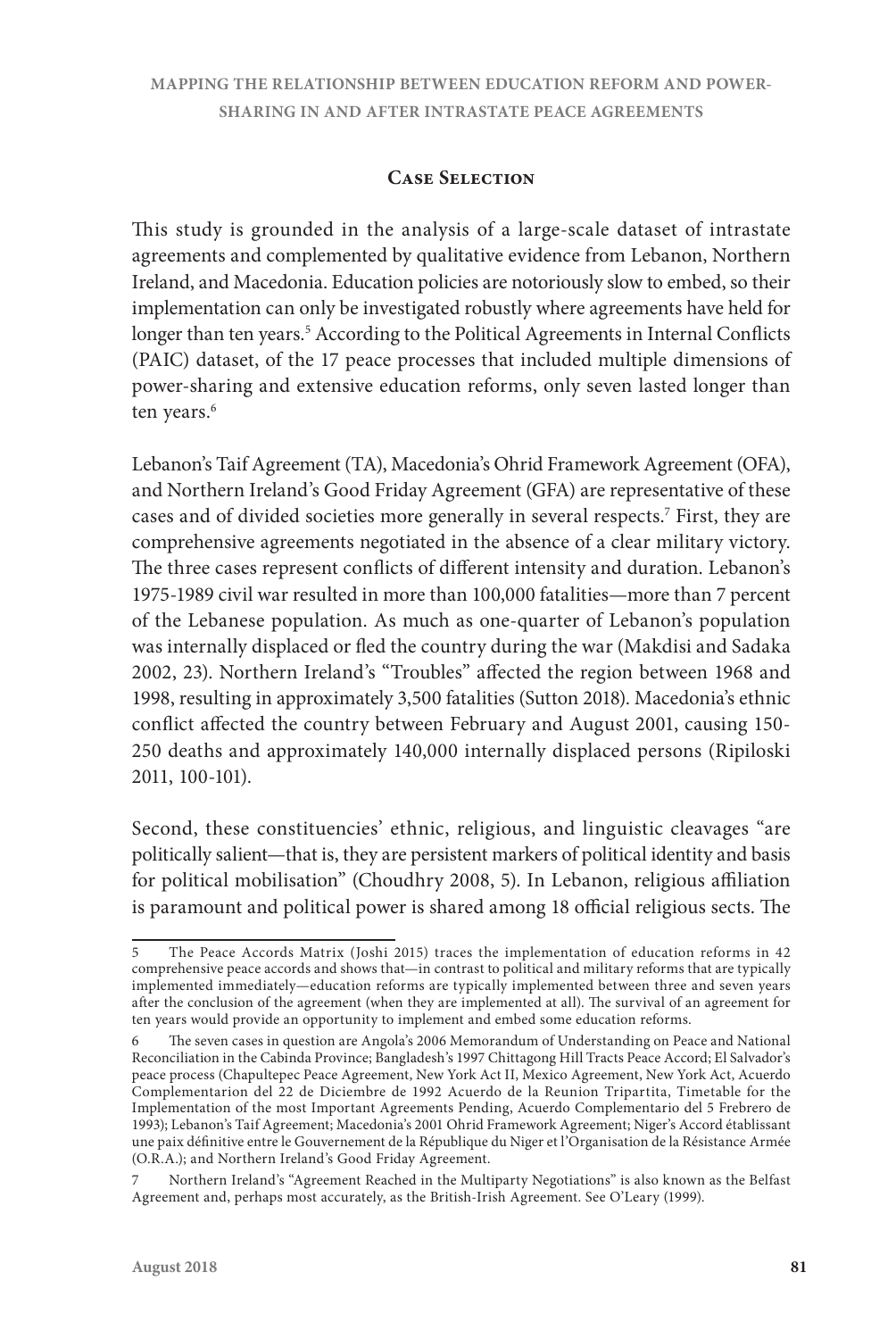## Case Selection

This study is grounded in the analysis of a large-scale dataset of intrastate agreements and complemented by qualitative evidence from Lebanon, Northern Ireland, and Macedonia. Education policies are notoriously slow to embed, so their implementation can only be investigated robustly where agreements have held for longer than ten years.[5] According to the Political Agreements in Internal Conflicts (PAIC) dataset, of the 17 peace processes that included multiple dimensions of power-sharing and extensive education reforms, only seven lasted longer than ten years.[6]

Lebanon's Taif Agreement (TA), Macedonia's Ohrid Framework Agreement (OFA), and Northern Ireland's Good Friday Agreement (GFA) are representative of these cases and of divided societies more generally in several respects.[7] First, they are comprehensive agreements negotiated in the absence of a clear military victory. The three cases represent conflicts of different intensity and duration. Lebanon's 1975-1989 civil war resulted in more than 100,000 fatalities—more than 7 percent of the Lebanese population. As much as one-quarter of Lebanon's population was internally displaced or fled the country during the war (Makdisi and Sadaka 2002, 23). Northern Ireland's "Troubles" affected the region between 1968 and 1998, resulting in approximately 3,500 fatalities (Sutton 2018). Macedonia's ethnic conflict affected the country between February and August 2001, causing 150-250 deaths and approximately 140,000 internally displaced persons (Ripiloski 2011, 100-101).

Second, these constituencies' ethnic, religious, and linguistic cleavages "are politically salient—that is, they are persistent markers of political identity and basis for political mobilisation" (Choudhry 2008, 5). In Lebanon, religious affiliation is paramount and political power is shared among 18 official religious sects. The

---

5 The Peace Accords Matrix (Joshi 2015) traces the implementation of education reforms in 42 comprehensive peace accords and shows that—in contrast to political and military reforms that are typically implemented immediately—education reforms are typically implemented between three and seven years after the conclusion of the agreement (when they are implemented at all). The survival of an agreement for ten years would provide an opportunity to implement and embed some education reforms.

6 The seven cases in question are Angola's 2006 Memorandum of Understanding on Peace and National Reconciliation in the Cabinda Province; Bangladesh's 1997 Chittagong Hill Tracts Peace Accord; El Salvador's peace process (Chapultepec Peace Agreement, New York Act II, Mexico Agreement, New York Act, Acuerdo Complementarion del 22 de Diciembre de 1992 Acuerdo de la Reunion Tripartita, Timetable for the Implementation of the most Important Agreements Pending, Acuerdo Complementario del 5 Frebrero de 1993); Lebanon's Taif Agreement; Macedonia's 2001 Ohrid Framework Agreement; Niger's Accord établissant une paix définitive entre le Gouvernement de la République du Niger et l'Organisation de la Résistance Armée (O.R.A.); and Northern Ireland's Good Friday Agreement.

7 Northern Ireland's "Agreement Reached in the Multiparty Negotiations" is also known as the Belfast Agreement and, perhaps most accurately, as the British-Irish Agreement. See O'Leary (1999).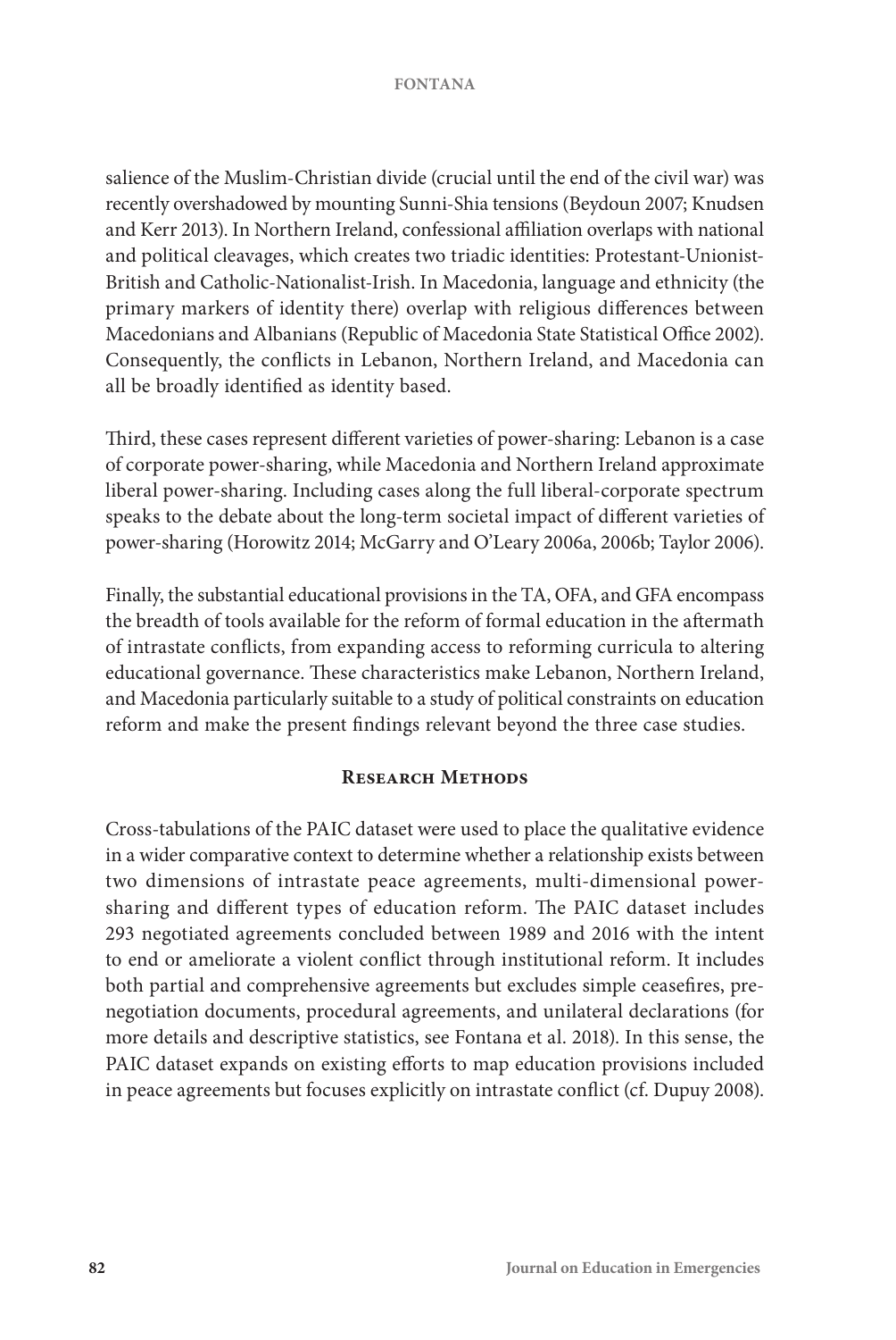salience of the Muslim-Christian divide (crucial until the end of the civil war) was recently overshadowed by mounting Sunni-Shia tensions (Beydoun 2007; Knudsen and Kerr 2013). In Northern Ireland, confessional affiliation overlaps with national and political cleavages, which creates two triadic identities: Protestant-Unionist-British and Catholic-Nationalist-Irish. In Macedonia, language and ethnicity (the primary markers of identity there) overlap with religious differences between Macedonians and Albanians (Republic of Macedonia State Statistical Office 2002). Consequently, the conflicts in Lebanon, Northern Ireland, and Macedonia can all be broadly identified as identity based.

Third, these cases represent different varieties of power-sharing: Lebanon is a case of corporate power-sharing, while Macedonia and Northern Ireland approximate liberal power-sharing. Including cases along the full liberal-corporate spectrum speaks to the debate about the long-term societal impact of different varieties of power-sharing (Horowitz 2014; McGarry and O'Leary 2006a, 2006b; Taylor 2006).

Finally, the substantial educational provisions in the TA, OFA, and GFA encompass the breadth of tools available for the reform of formal education in the aftermath of intrastate conflicts, from expanding access to reforming curricula to altering educational governance. These characteristics make Lebanon, Northern Ireland, and Macedonia particularly suitable to a study of political constraints on education reform and make the present findings relevant beyond the three case studies.

## Research Methods

Cross-tabulations of the PAIC dataset were used to place the qualitative evidence in a wider comparative context to determine whether a relationship exists between two dimensions of intrastate peace agreements, multi-dimensional power-sharing and different types of education reform. The PAIC dataset includes 293 negotiated agreements concluded between 1989 and 2016 with the intent to end or ameliorate a violent conflict through institutional reform. It includes both partial and comprehensive agreements but excludes simple ceasefires, pre-negotiation documents, procedural agreements, and unilateral declarations (for more details and descriptive statistics, see Fontana et al. 2018). In this sense, the PAIC dataset expands on existing efforts to map education provisions included in peace agreements but focuses explicitly on intrastate conflict (cf. Dupuy 2008).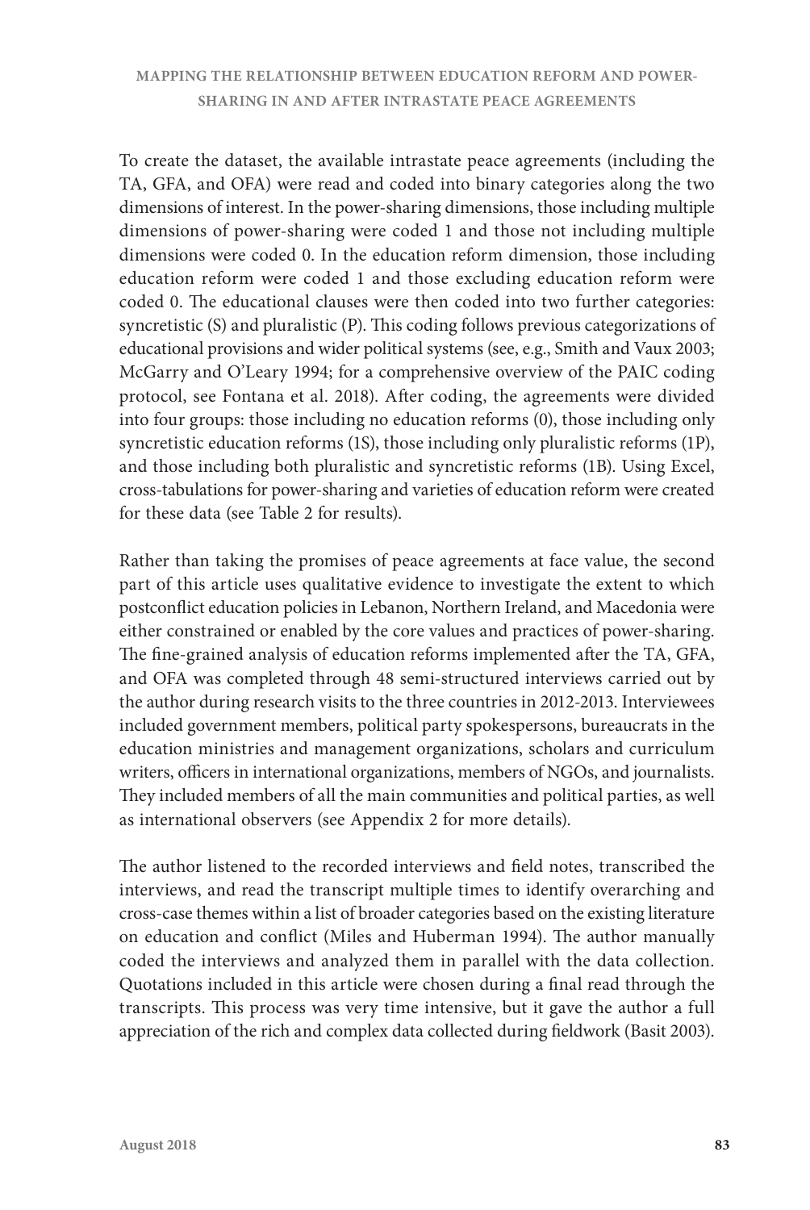To create the dataset, the available intrastate peace agreements (including the TA, GFA, and OFA) were read and coded into binary categories along the two dimensions of interest. In the power-sharing dimensions, those including multiple dimensions of power-sharing were coded 1 and those not including multiple dimensions were coded 0. In the education reform dimension, those including education reform were coded 1 and those excluding education reform were coded 0. The educational clauses were then coded into two further categories: syncretistic (S) and pluralistic (P). This coding follows previous categorizations of educational provisions and wider political systems (see, e.g., Smith and Vaux 2003; McGarry and O'Leary 1994; for a comprehensive overview of the PAIC coding protocol, see Fontana et al. 2018). After coding, the agreements were divided into four groups: those including no education reforms (0), those including only syncretistic education reforms (1S), those including only pluralistic reforms (1P), and those including both pluralistic and syncretistic reforms (1B). Using Excel, cross-tabulations for power-sharing and varieties of education reform were created for these data (see Table 2 for results).

Rather than taking the promises of peace agreements at face value, the second part of this article uses qualitative evidence to investigate the extent to which postconflict education policies in Lebanon, Northern Ireland, and Macedonia were either constrained or enabled by the core values and practices of power-sharing. The fine-grained analysis of education reforms implemented after the TA, GFA, and OFA was completed through 48 semi-structured interviews carried out by the author during research visits to the three countries in 2012-2013. Interviewees included government members, political party spokespersons, bureaucrats in the education ministries and management organizations, scholars and curriculum writers, officers in international organizations, members of NGOs, and journalists. They included members of all the main communities and political parties, as well as international observers (see Appendix 2 for more details).

The author listened to the recorded interviews and field notes, transcribed the interviews, and read the transcript multiple times to identify overarching and cross-case themes within a list of broader categories based on the existing literature on education and conflict (Miles and Huberman 1994). The author manually coded the interviews and analyzed them in parallel with the data collection. Quotations included in this article were chosen during a final read through the transcripts. This process was very time intensive, but it gave the author a full appreciation of the rich and complex data collected during fieldwork (Basit 2003).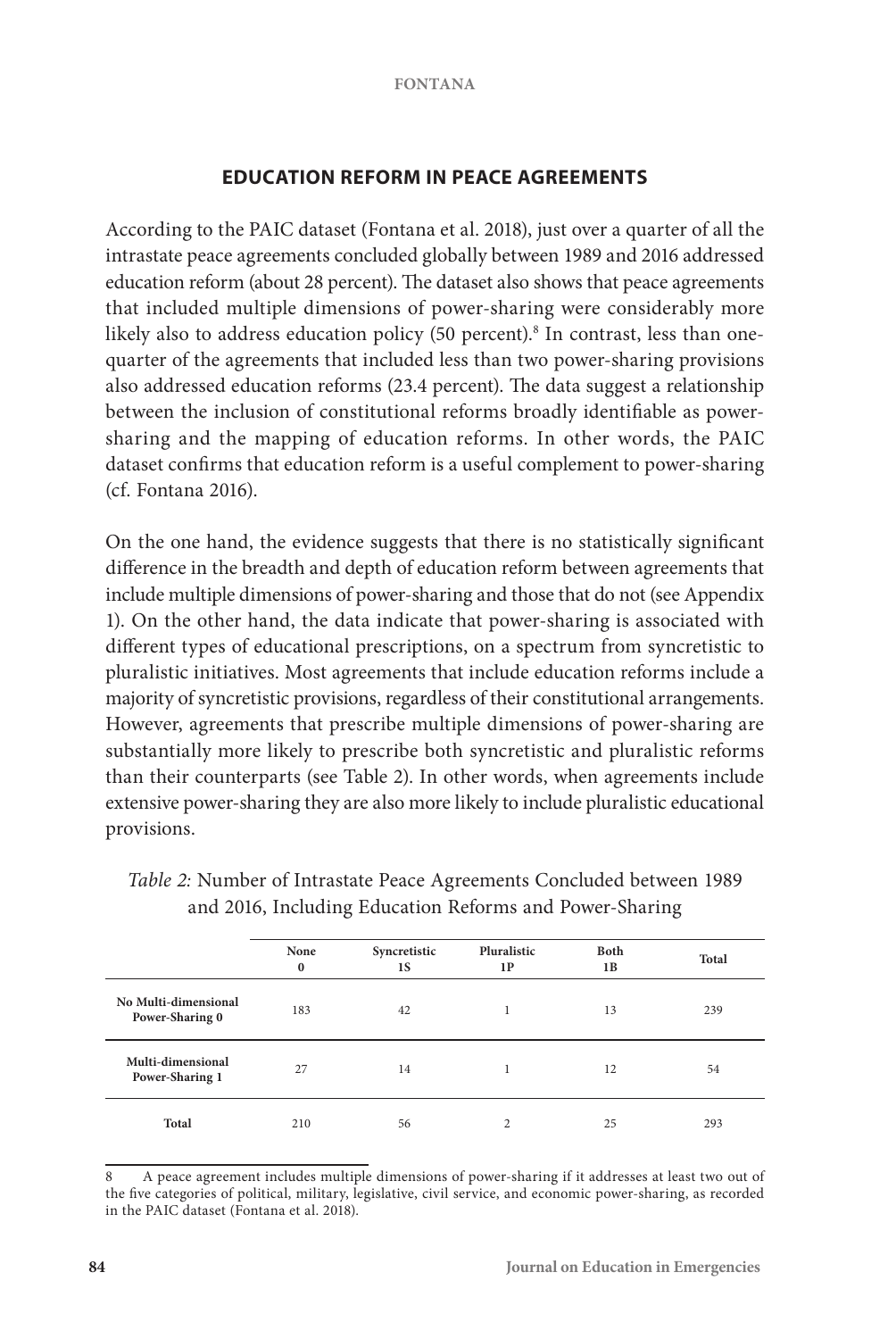## EDUCATION REFORM IN PEACE AGREEMENTS

According to the PAIC dataset (Fontana et al. 2018), just over a quarter of all the intrastate peace agreements concluded globally between 1989 and 2016 addressed education reform (about 28 percent). The dataset also shows that peace agreements that included multiple dimensions of power-sharing were considerably more likely also to address education policy (50 percent).[8] In contrast, less than one-quarter of the agreements that included less than two power-sharing provisions also addressed education reforms (23.4 percent). The data suggest a relationship between the inclusion of constitutional reforms broadly identifiable as power-sharing and the mapping of education reforms. In other words, the PAIC dataset confirms that education reform is a useful complement to power-sharing (cf. Fontana 2016).

On the one hand, the evidence suggests that there is no statistically significant difference in the breadth and depth of education reform between agreements that include multiple dimensions of power-sharing and those that do not (see Appendix 1). On the other hand, the data indicate that power-sharing is associated with different types of educational prescriptions, on a spectrum from syncretistic to pluralistic initiatives. Most agreements that include education reforms include a majority of syncretistic provisions, regardless of their constitutional arrangements. However, agreements that prescribe multiple dimensions of power-sharing are substantially more likely to prescribe both syncretistic and pluralistic reforms than their counterparts (see Table 2). In other words, when agreements include extensive power-sharing they are also more likely to include pluralistic educational provisions.

*Table 2:* Number of Intrastate Peace Agreements Concluded between 1989 and 2016, Including Education Reforms and Power-Sharing

| | None 0 | Syncretistic 1S | Pluralistic 1P | Both 1B | Total |
|---|---|---|---|---|---|
| **No Multi-dimensional Power-Sharing 0** | 183 | 42 | 1 | 13 | 239 |
| **Multi-dimensional Power-Sharing 1** | 27 | 14 | 1 | 12 | 54 |
| **Total** | 210 | 56 | 2 | 25 | 293 |

[8] A peace agreement includes multiple dimensions of power-sharing if it addresses at least two out of the five categories of political, military, legislative, civil service, and economic power-sharing, as recorded in the PAIC dataset (Fontana et al. 2018).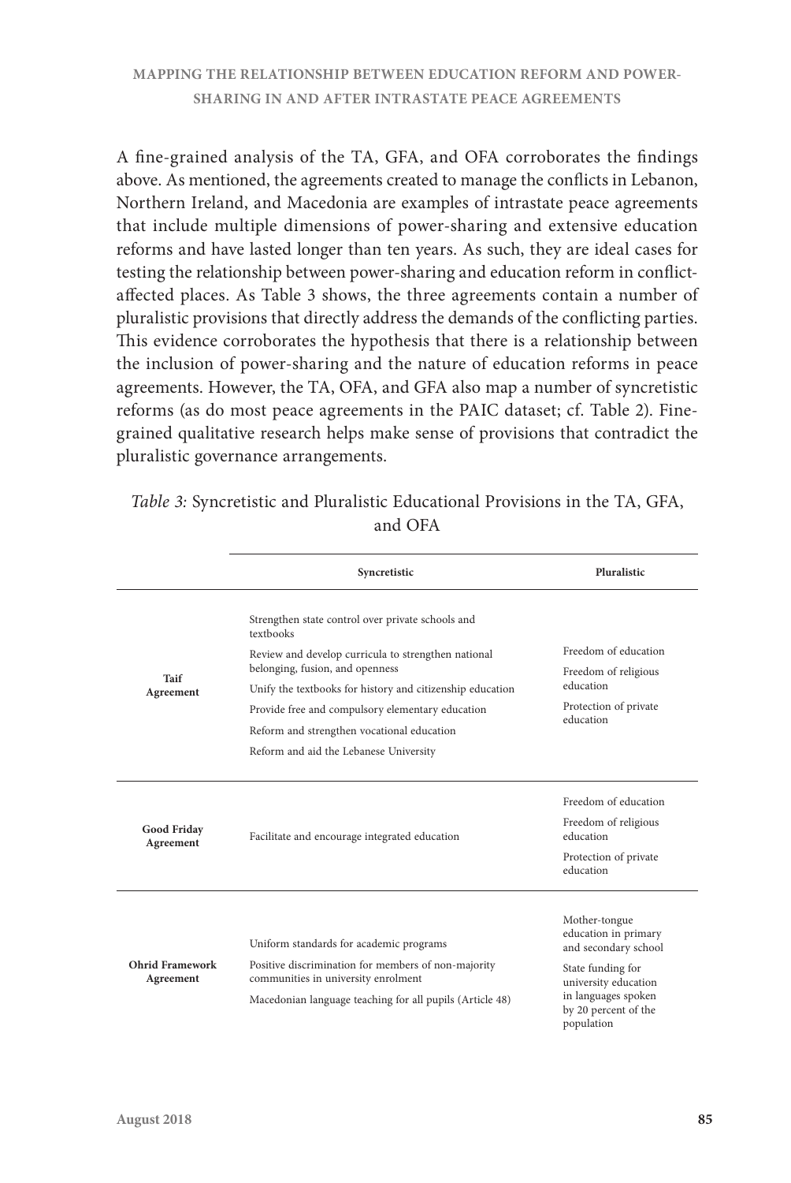A fine-grained analysis of the TA, GFA, and OFA corroborates the findings above. As mentioned, the agreements created to manage the conflicts in Lebanon, Northern Ireland, and Macedonia are examples of intrastate peace agreements that include multiple dimensions of power-sharing and extensive education reforms and have lasted longer than ten years. As such, they are ideal cases for testing the relationship between power-sharing and education reform in conflict-affected places. As Table 3 shows, the three agreements contain a number of pluralistic provisions that directly address the demands of the conflicting parties. This evidence corroborates the hypothesis that there is a relationship between the inclusion of power-sharing and the nature of education reforms in peace agreements. However, the TA, OFA, and GFA also map a number of syncretistic reforms (as do most peace agreements in the PAIC dataset; cf. Table 2). Fine-grained qualitative research helps make sense of provisions that contradict the pluralistic governance arrangements.

*Table 3:* Syncretistic and Pluralistic Educational Provisions in the TA, GFA, and OFA

| | Syncretistic | Pluralistic |
|---|---|---|
| **Taif Agreement** | Strengthen state control over private schools and textbooks<br>Review and develop curricula to strengthen national belonging, fusion, and openness<br>Unify the textbooks for history and citizenship education<br>Provide free and compulsory elementary education<br>Reform and strengthen vocational education<br>Reform and aid the Lebanese University | Freedom of education<br>Freedom of religious education<br>Protection of private education |
| **Good Friday Agreement** | Facilitate and encourage integrated education | Freedom of education<br>Freedom of religious education<br>Protection of private education |
| **Ohrid Framework Agreement** | Uniform standards for academic programs<br>Positive discrimination for members of non-majority communities in university enrolment<br>Macedonian language teaching for all pupils (Article 48) | Mother-tongue education in primary and secondary school<br>State funding for university education in languages spoken by 20 percent of the population |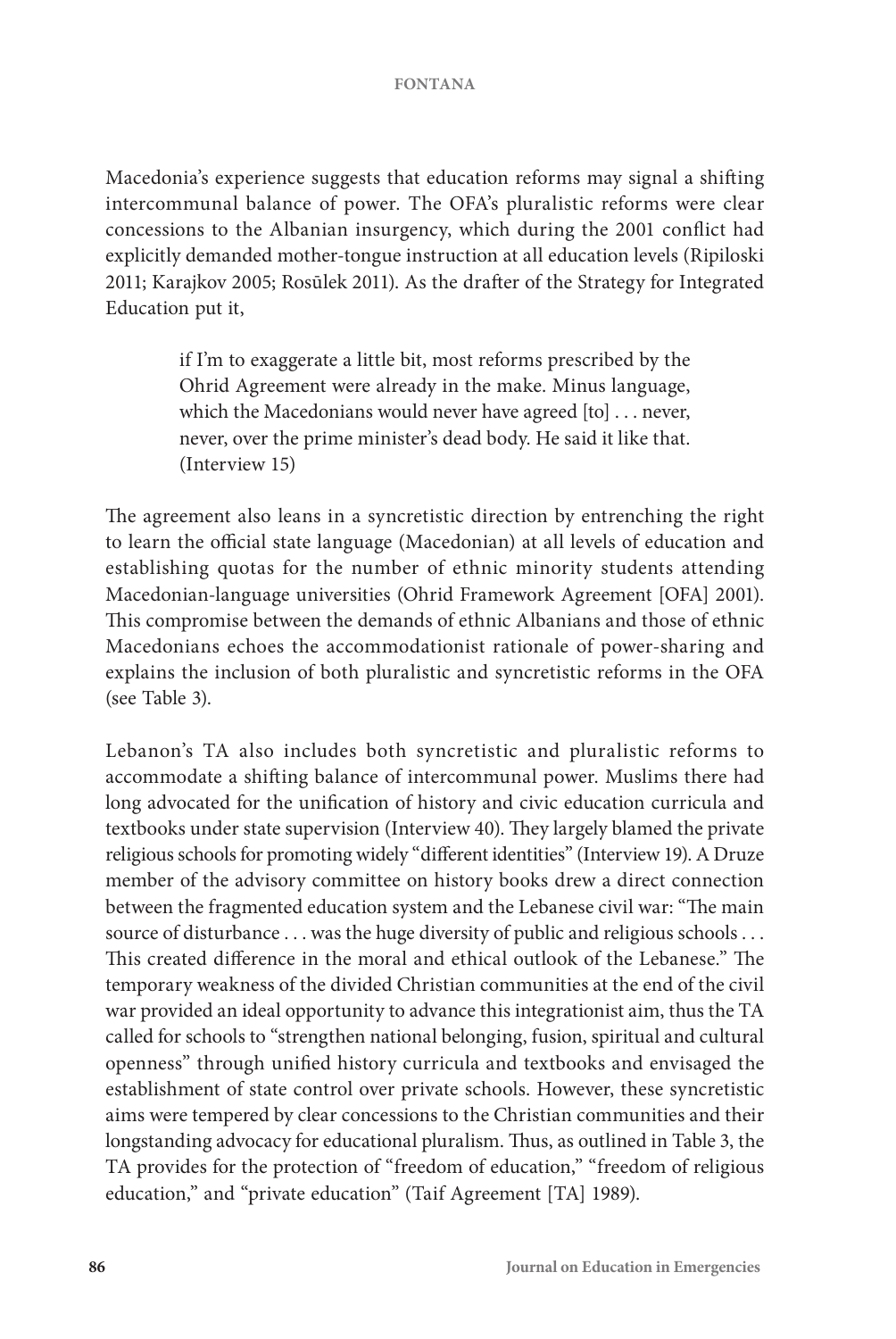Macedonia's experience suggests that education reforms may signal a shifting intercommunal balance of power. The OFA's pluralistic reforms were clear concessions to the Albanian insurgency, which during the 2001 conflict had explicitly demanded mother-tongue instruction at all education levels (Ripiloski 2011; Karajkov 2005; Rosūlek 2011). As the drafter of the Strategy for Integrated Education put it,

> if I'm to exaggerate a little bit, most reforms prescribed by the Ohrid Agreement were already in the make. Minus language, which the Macedonians would never have agreed [to] . . . never, never, over the prime minister's dead body. He said it like that. (Interview 15)

The agreement also leans in a syncretistic direction by entrenching the right to learn the official state language (Macedonian) at all levels of education and establishing quotas for the number of ethnic minority students attending Macedonian-language universities (Ohrid Framework Agreement [OFA] 2001). This compromise between the demands of ethnic Albanians and those of ethnic Macedonians echoes the accommodationist rationale of power-sharing and explains the inclusion of both pluralistic and syncretistic reforms in the OFA (see Table 3).

Lebanon's TA also includes both syncretistic and pluralistic reforms to accommodate a shifting balance of intercommunal power. Muslims there had long advocated for the unification of history and civic education curricula and textbooks under state supervision (Interview 40). They largely blamed the private religious schools for promoting widely "different identities" (Interview 19). A Druze member of the advisory committee on history books drew a direct connection between the fragmented education system and the Lebanese civil war: "The main source of disturbance . . . was the huge diversity of public and religious schools . . . This created difference in the moral and ethical outlook of the Lebanese." The temporary weakness of the divided Christian communities at the end of the civil war provided an ideal opportunity to advance this integrationist aim, thus the TA called for schools to "strengthen national belonging, fusion, spiritual and cultural openness" through unified history curricula and textbooks and envisaged the establishment of state control over private schools. However, these syncretistic aims were tempered by clear concessions to the Christian communities and their longstanding advocacy for educational pluralism. Thus, as outlined in Table 3, the TA provides for the protection of "freedom of education," "freedom of religious education," and "private education" (Taif Agreement [TA] 1989).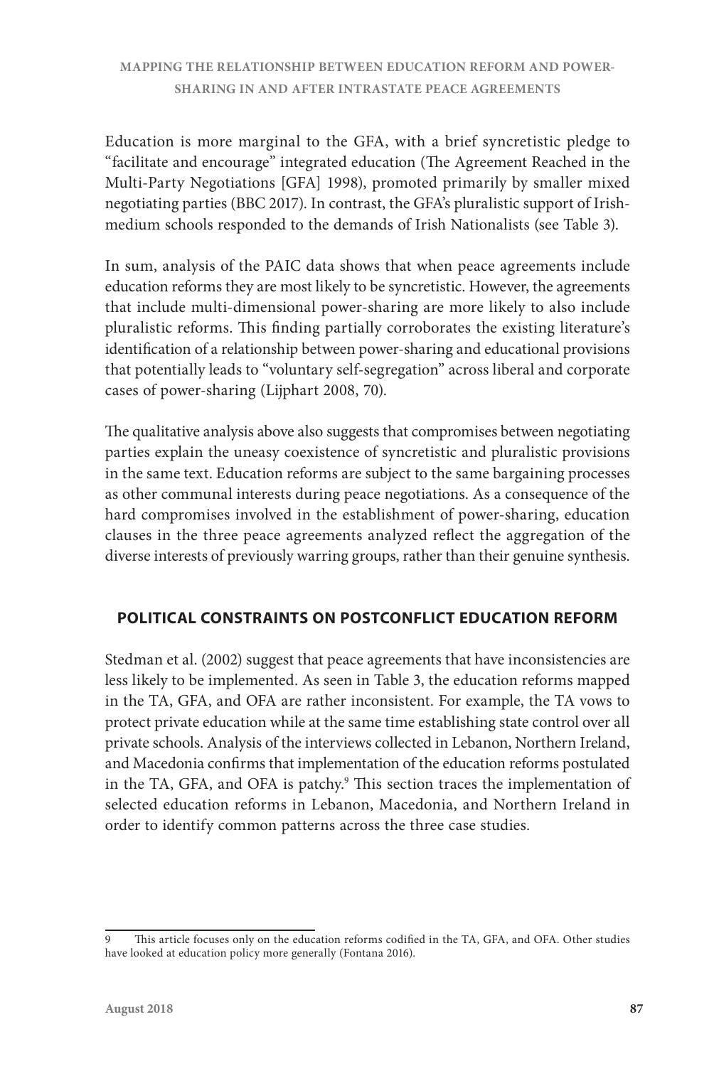Education is more marginal to the GFA, with a brief syncretistic pledge to "facilitate and encourage" integrated education (The Agreement Reached in the Multi-Party Negotiations [GFA] 1998), promoted primarily by smaller mixed negotiating parties (BBC 2017). In contrast, the GFA's pluralistic support of Irish-medium schools responded to the demands of Irish Nationalists (see Table 3).

In sum, analysis of the PAIC data shows that when peace agreements include education reforms they are most likely to be syncretistic. However, the agreements that include multi-dimensional power-sharing are more likely to also include pluralistic reforms. This finding partially corroborates the existing literature's identification of a relationship between power-sharing and educational provisions that potentially leads to "voluntary self-segregation" across liberal and corporate cases of power-sharing (Lijphart 2008, 70).

The qualitative analysis above also suggests that compromises between negotiating parties explain the uneasy coexistence of syncretistic and pluralistic provisions in the same text. Education reforms are subject to the same bargaining processes as other communal interests during peace negotiations. As a consequence of the hard compromises involved in the establishment of power-sharing, education clauses in the three peace agreements analyzed reflect the aggregation of the diverse interests of previously warring groups, rather than their genuine synthesis.

## POLITICAL CONSTRAINTS ON POSTCONFLICT EDUCATION REFORM

Stedman et al. (2002) suggest that peace agreements that have inconsistencies are less likely to be implemented. As seen in Table 3, the education reforms mapped in the TA, GFA, and OFA are rather inconsistent. For example, the TA vows to protect private education while at the same time establishing state control over all private schools. Analysis of the interviews collected in Lebanon, Northern Ireland, and Macedonia confirms that implementation of the education reforms postulated in the TA, GFA, and OFA is patchy.[9] This section traces the implementation of selected education reforms in Lebanon, Macedonia, and Northern Ireland in order to identify common patterns across the three case studies.

9 This article focuses only on the education reforms codified in the TA, GFA, and OFA. Other studies have looked at education policy more generally (Fontana 2016).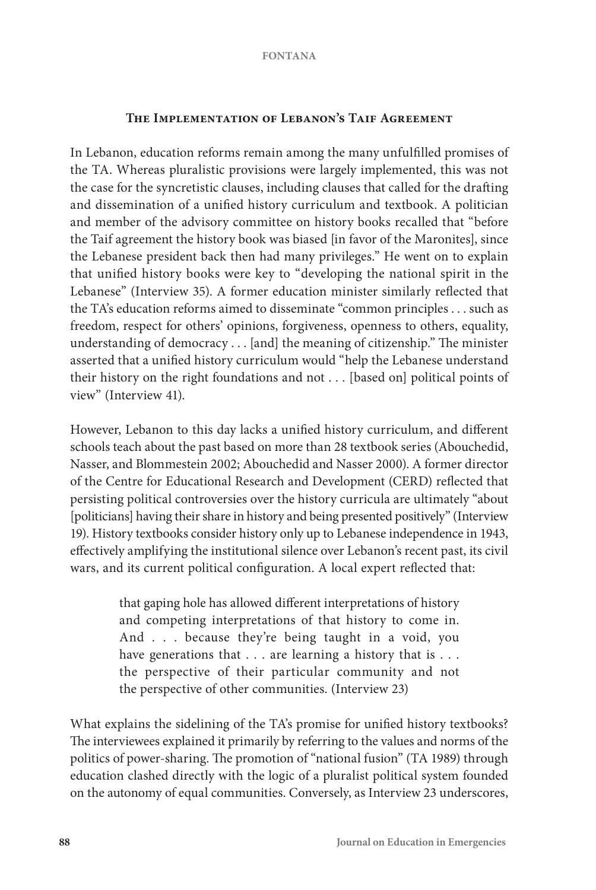## The Implementation of Lebanon's Taif Agreement

In Lebanon, education reforms remain among the many unfulfilled promises of the TA. Whereas pluralistic provisions were largely implemented, this was not the case for the syncretistic clauses, including clauses that called for the drafting and dissemination of a unified history curriculum and textbook. A politician and member of the advisory committee on history books recalled that "before the Taif agreement the history book was biased [in favor of the Maronites], since the Lebanese president back then had many privileges." He went on to explain that unified history books were key to "developing the national spirit in the Lebanese" (Interview 35). A former education minister similarly reflected that the TA's education reforms aimed to disseminate "common principles . . . such as freedom, respect for others' opinions, forgiveness, openness to others, equality, understanding of democracy . . . [and] the meaning of citizenship." The minister asserted that a unified history curriculum would "help the Lebanese understand their history on the right foundations and not . . . [based on] political points of view" (Interview 41).

However, Lebanon to this day lacks a unified history curriculum, and different schools teach about the past based on more than 28 textbook series (Abouchedid, Nasser, and Blommestein 2002; Abouchedid and Nasser 2000). A former director of the Centre for Educational Research and Development (CERD) reflected that persisting political controversies over the history curricula are ultimately "about [politicians] having their share in history and being presented positively" (Interview 19). History textbooks consider history only up to Lebanese independence in 1943, effectively amplifying the institutional silence over Lebanon's recent past, its civil wars, and its current political configuration. A local expert reflected that:

> that gaping hole has allowed different interpretations of history and competing interpretations of that history to come in. And . . . because they're being taught in a void, you have generations that . . . are learning a history that is . . . the perspective of their particular community and not the perspective of other communities. (Interview 23)

What explains the sidelining of the TA's promise for unified history textbooks? The interviewees explained it primarily by referring to the values and norms of the politics of power-sharing. The promotion of "national fusion" (TA 1989) through education clashed directly with the logic of a pluralist political system founded on the autonomy of equal communities. Conversely, as Interview 23 underscores,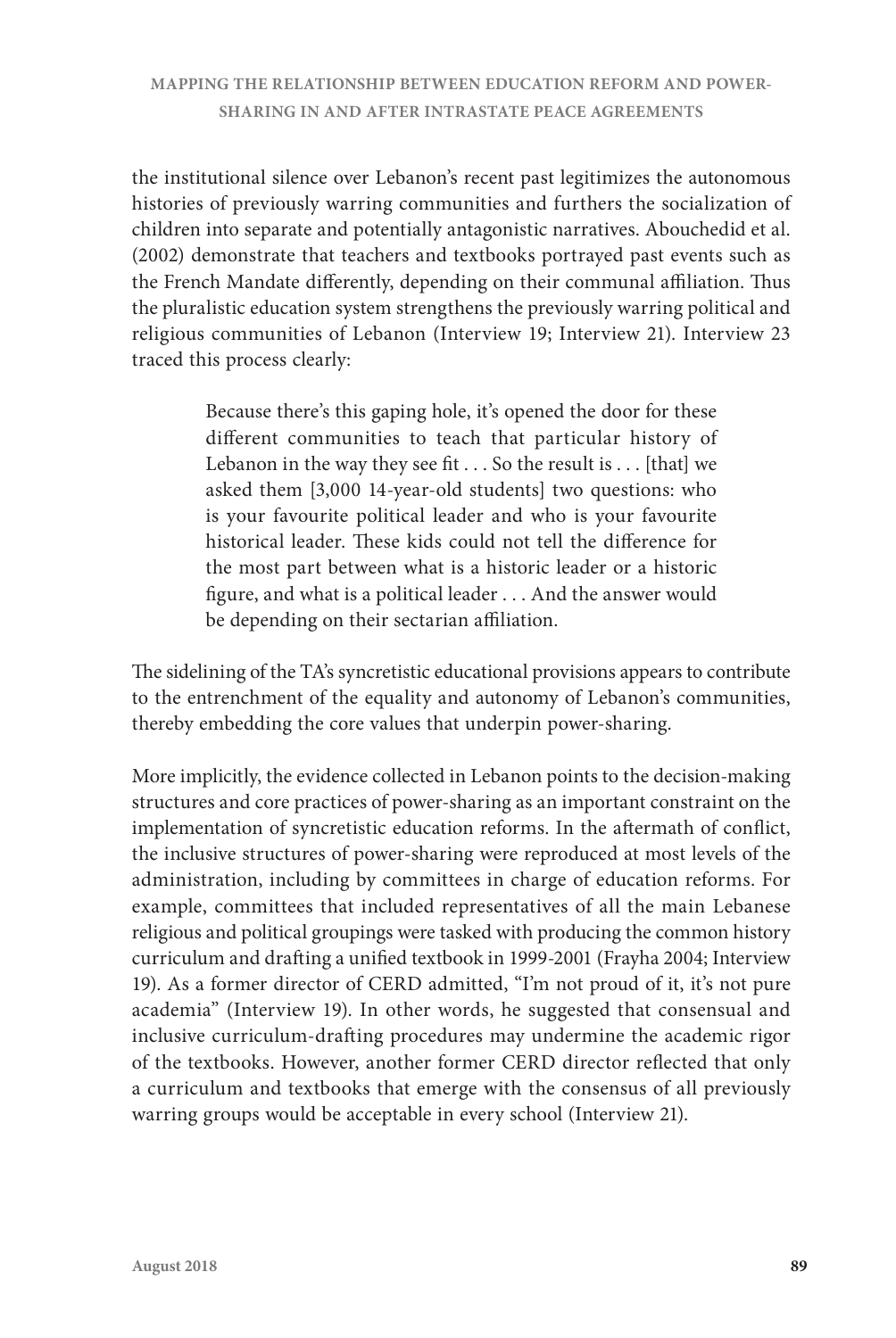the institutional silence over Lebanon's recent past legitimizes the autonomous histories of previously warring communities and furthers the socialization of children into separate and potentially antagonistic narratives. Abouchedid et al. (2002) demonstrate that teachers and textbooks portrayed past events such as the French Mandate differently, depending on their communal affiliation. Thus the pluralistic education system strengthens the previously warring political and religious communities of Lebanon (Interview 19; Interview 21). Interview 23 traced this process clearly:

> Because there's this gaping hole, it's opened the door for these different communities to teach that particular history of Lebanon in the way they see fit . . . So the result is . . . [that] we asked them [3,000 14-year-old students] two questions: who is your favourite political leader and who is your favourite historical leader. These kids could not tell the difference for the most part between what is a historic leader or a historic figure, and what is a political leader . . . And the answer would be depending on their sectarian affiliation.

The sidelining of the TA's syncretistic educational provisions appears to contribute to the entrenchment of the equality and autonomy of Lebanon's communities, thereby embedding the core values that underpin power-sharing.

More implicitly, the evidence collected in Lebanon points to the decision-making structures and core practices of power-sharing as an important constraint on the implementation of syncretistic education reforms. In the aftermath of conflict, the inclusive structures of power-sharing were reproduced at most levels of the administration, including by committees in charge of education reforms. For example, committees that included representatives of all the main Lebanese religious and political groupings were tasked with producing the common history curriculum and drafting a unified textbook in 1999-2001 (Frayha 2004; Interview 19). As a former director of CERD admitted, "I'm not proud of it, it's not pure academia" (Interview 19). In other words, he suggested that consensual and inclusive curriculum-drafting procedures may undermine the academic rigor of the textbooks. However, another former CERD director reflected that only a curriculum and textbooks that emerge with the consensus of all previously warring groups would be acceptable in every school (Interview 21).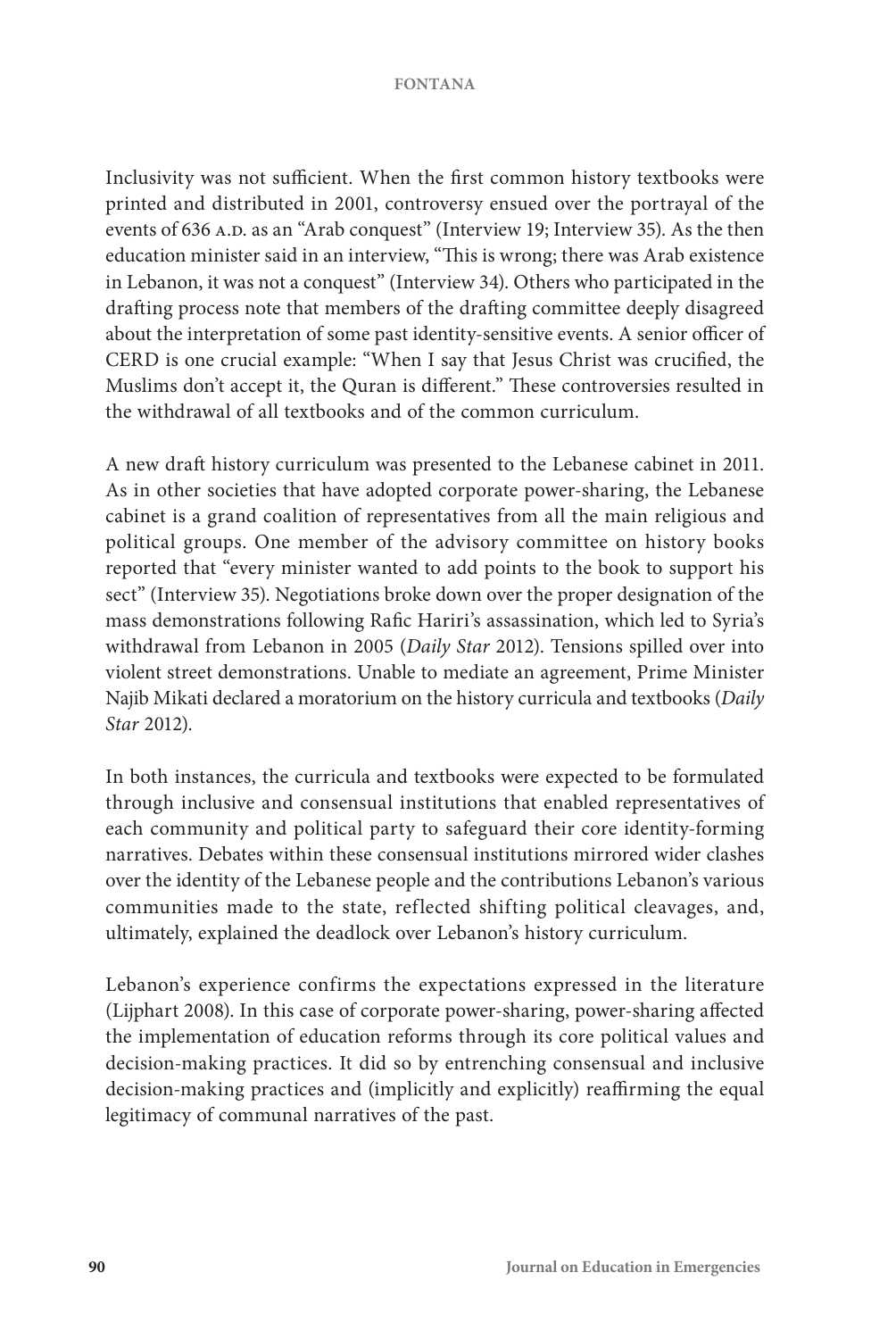Inclusivity was not sufficient. When the first common history textbooks were printed and distributed in 2001, controversy ensued over the portrayal of the events of 636 A.D. as an "Arab conquest" (Interview 19; Interview 35). As the then education minister said in an interview, "This is wrong; there was Arab existence in Lebanon, it was not a conquest" (Interview 34). Others who participated in the drafting process note that members of the drafting committee deeply disagreed about the interpretation of some past identity-sensitive events. A senior officer of CERD is one crucial example: "When I say that Jesus Christ was crucified, the Muslims don't accept it, the Quran is different." These controversies resulted in the withdrawal of all textbooks and of the common curriculum.

A new draft history curriculum was presented to the Lebanese cabinet in 2011. As in other societies that have adopted corporate power-sharing, the Lebanese cabinet is a grand coalition of representatives from all the main religious and political groups. One member of the advisory committee on history books reported that "every minister wanted to add points to the book to support his sect" (Interview 35). Negotiations broke down over the proper designation of the mass demonstrations following Rafic Hariri's assassination, which led to Syria's withdrawal from Lebanon in 2005 (*Daily Star* 2012). Tensions spilled over into violent street demonstrations. Unable to mediate an agreement, Prime Minister Najib Mikati declared a moratorium on the history curricula and textbooks (*Daily Star* 2012).

In both instances, the curricula and textbooks were expected to be formulated through inclusive and consensual institutions that enabled representatives of each community and political party to safeguard their core identity-forming narratives. Debates within these consensual institutions mirrored wider clashes over the identity of the Lebanese people and the contributions Lebanon's various communities made to the state, reflected shifting political cleavages, and, ultimately, explained the deadlock over Lebanon's history curriculum.

Lebanon's experience confirms the expectations expressed in the literature (Lijphart 2008). In this case of corporate power-sharing, power-sharing affected the implementation of education reforms through its core political values and decision-making practices. It did so by entrenching consensual and inclusive decision-making practices and (implicitly and explicitly) reaffirming the equal legitimacy of communal narratives of the past.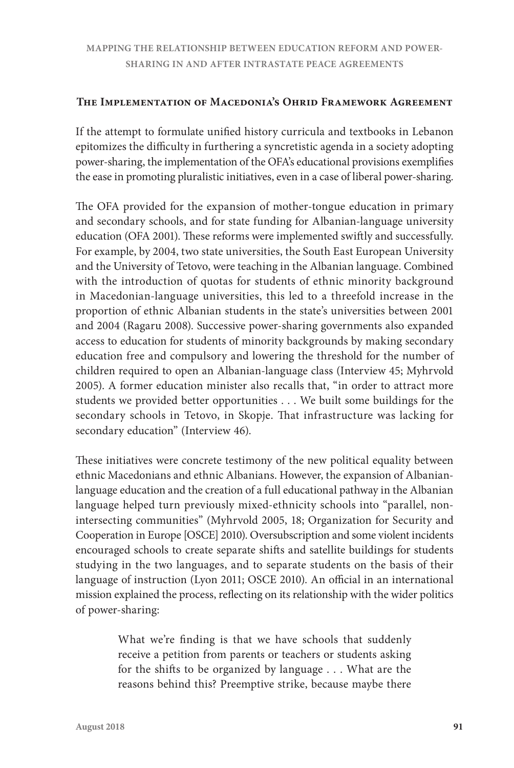## The Implementation of Macedonia's Ohrid Framework Agreement

If the attempt to formulate unified history curricula and textbooks in Lebanon epitomizes the difficulty in furthering a syncretistic agenda in a society adopting power-sharing, the implementation of the OFA's educational provisions exemplifies the ease in promoting pluralistic initiatives, even in a case of liberal power-sharing.

The OFA provided for the expansion of mother-tongue education in primary and secondary schools, and for state funding for Albanian-language university education (OFA 2001). These reforms were implemented swiftly and successfully. For example, by 2004, two state universities, the South East European University and the University of Tetovo, were teaching in the Albanian language. Combined with the introduction of quotas for students of ethnic minority background in Macedonian-language universities, this led to a threefold increase in the proportion of ethnic Albanian students in the state's universities between 2001 and 2004 (Ragaru 2008). Successive power-sharing governments also expanded access to education for students of minority backgrounds by making secondary education free and compulsory and lowering the threshold for the number of children required to open an Albanian-language class (Interview 45; Myhrvold 2005). A former education minister also recalls that, "in order to attract more students we provided better opportunities . . . We built some buildings for the secondary schools in Tetovo, in Skopje. That infrastructure was lacking for secondary education" (Interview 46).

These initiatives were concrete testimony of the new political equality between ethnic Macedonians and ethnic Albanians. However, the expansion of Albanian-language education and the creation of a full educational pathway in the Albanian language helped turn previously mixed-ethnicity schools into "parallel, non-intersecting communities" (Myhrvold 2005, 18; Organization for Security and Cooperation in Europe [OSCE] 2010). Oversubscription and some violent incidents encouraged schools to create separate shifts and satellite buildings for students studying in the two languages, and to separate students on the basis of their language of instruction (Lyon 2011; OSCE 2010). An official in an international mission explained the process, reflecting on its relationship with the wider politics of power-sharing:

> What we're finding is that we have schools that suddenly receive a petition from parents or teachers or students asking for the shifts to be organized by language . . . What are the reasons behind this? Preemptive strike, because maybe there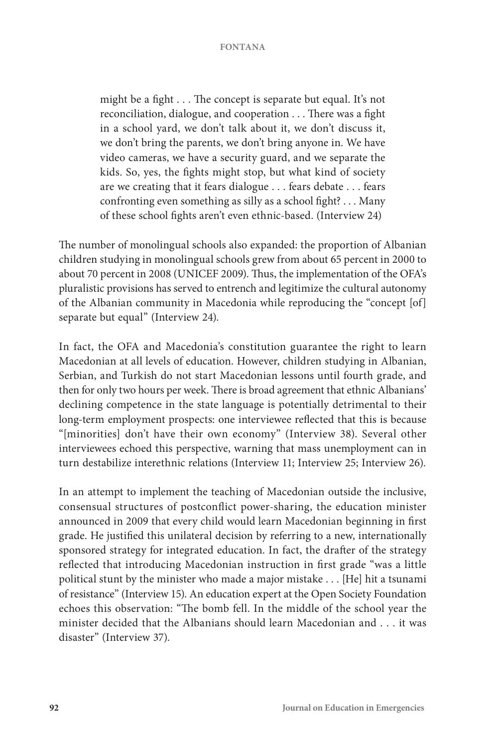> might be a fight . . . The concept is separate but equal. It's not reconciliation, dialogue, and cooperation . . . There was a fight in a school yard, we don't talk about it, we don't discuss it, we don't bring the parents, we don't bring anyone in. We have video cameras, we have a security guard, and we separate the kids. So, yes, the fights might stop, but what kind of society are we creating that it fears dialogue . . . fears debate . . . fears confronting even something as silly as a school fight? . . . Many of these school fights aren't even ethnic-based. (Interview 24)

The number of monolingual schools also expanded: the proportion of Albanian children studying in monolingual schools grew from about 65 percent in 2000 to about 70 percent in 2008 (UNICEF 2009). Thus, the implementation of the OFA's pluralistic provisions has served to entrench and legitimize the cultural autonomy of the Albanian community in Macedonia while reproducing the "concept [of] separate but equal" (Interview 24).

In fact, the OFA and Macedonia's constitution guarantee the right to learn Macedonian at all levels of education. However, children studying in Albanian, Serbian, and Turkish do not start Macedonian lessons until fourth grade, and then for only two hours per week. There is broad agreement that ethnic Albanians' declining competence in the state language is potentially detrimental to their long-term employment prospects: one interviewee reflected that this is because "[minorities] don't have their own economy" (Interview 38). Several other interviewees echoed this perspective, warning that mass unemployment can in turn destabilize interethnic relations (Interview 11; Interview 25; Interview 26).

In an attempt to implement the teaching of Macedonian outside the inclusive, consensual structures of postconflict power-sharing, the education minister announced in 2009 that every child would learn Macedonian beginning in first grade. He justified this unilateral decision by referring to a new, internationally sponsored strategy for integrated education. In fact, the drafter of the strategy reflected that introducing Macedonian instruction in first grade "was a little political stunt by the minister who made a major mistake . . . [He] hit a tsunami of resistance" (Interview 15). An education expert at the Open Society Foundation echoes this observation: "The bomb fell. In the middle of the school year the minister decided that the Albanians should learn Macedonian and . . . it was disaster" (Interview 37).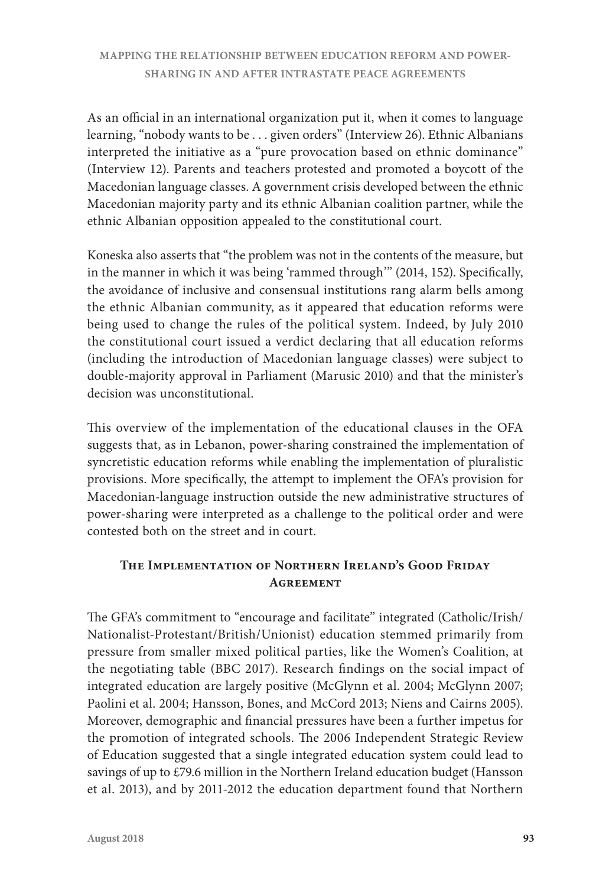As an official in an international organization put it, when it comes to language learning, "nobody wants to be . . . given orders" (Interview 26). Ethnic Albanians interpreted the initiative as a "pure provocation based on ethnic dominance" (Interview 12). Parents and teachers protested and promoted a boycott of the Macedonian language classes. A government crisis developed between the ethnic Macedonian majority party and its ethnic Albanian coalition partner, while the ethnic Albanian opposition appealed to the constitutional court.

Koneska also asserts that "the problem was not in the contents of the measure, but in the manner in which it was being 'rammed through'" (2014, 152). Specifically, the avoidance of inclusive and consensual institutions rang alarm bells among the ethnic Albanian community, as it appeared that education reforms were being used to change the rules of the political system. Indeed, by July 2010 the constitutional court issued a verdict declaring that all education reforms (including the introduction of Macedonian language classes) were subject to double-majority approval in Parliament (Marusic 2010) and that the minister's decision was unconstitutional.

This overview of the implementation of the educational clauses in the OFA suggests that, as in Lebanon, power-sharing constrained the implementation of syncretistic education reforms while enabling the implementation of pluralistic provisions. More specifically, the attempt to implement the OFA's provision for Macedonian-language instruction outside the new administrative structures of power-sharing were interpreted as a challenge to the political order and were contested both on the street and in court.

## The Implementation of Northern Ireland's Good Friday Agreement

The GFA's commitment to "encourage and facilitate" integrated (Catholic/Irish/Nationalist-Protestant/British/Unionist) education stemmed primarily from pressure from smaller mixed political parties, like the Women's Coalition, at the negotiating table (BBC 2017). Research findings on the social impact of integrated education are largely positive (McGlynn et al. 2004; McGlynn 2007; Paolini et al. 2004; Hansson, Bones, and McCord 2013; Niens and Cairns 2005). Moreover, demographic and financial pressures have been a further impetus for the promotion of integrated schools. The 2006 Independent Strategic Review of Education suggested that a single integrated education system could lead to savings of up to £79.6 million in the Northern Ireland education budget (Hansson et al. 2013), and by 2011-2012 the education department found that Northern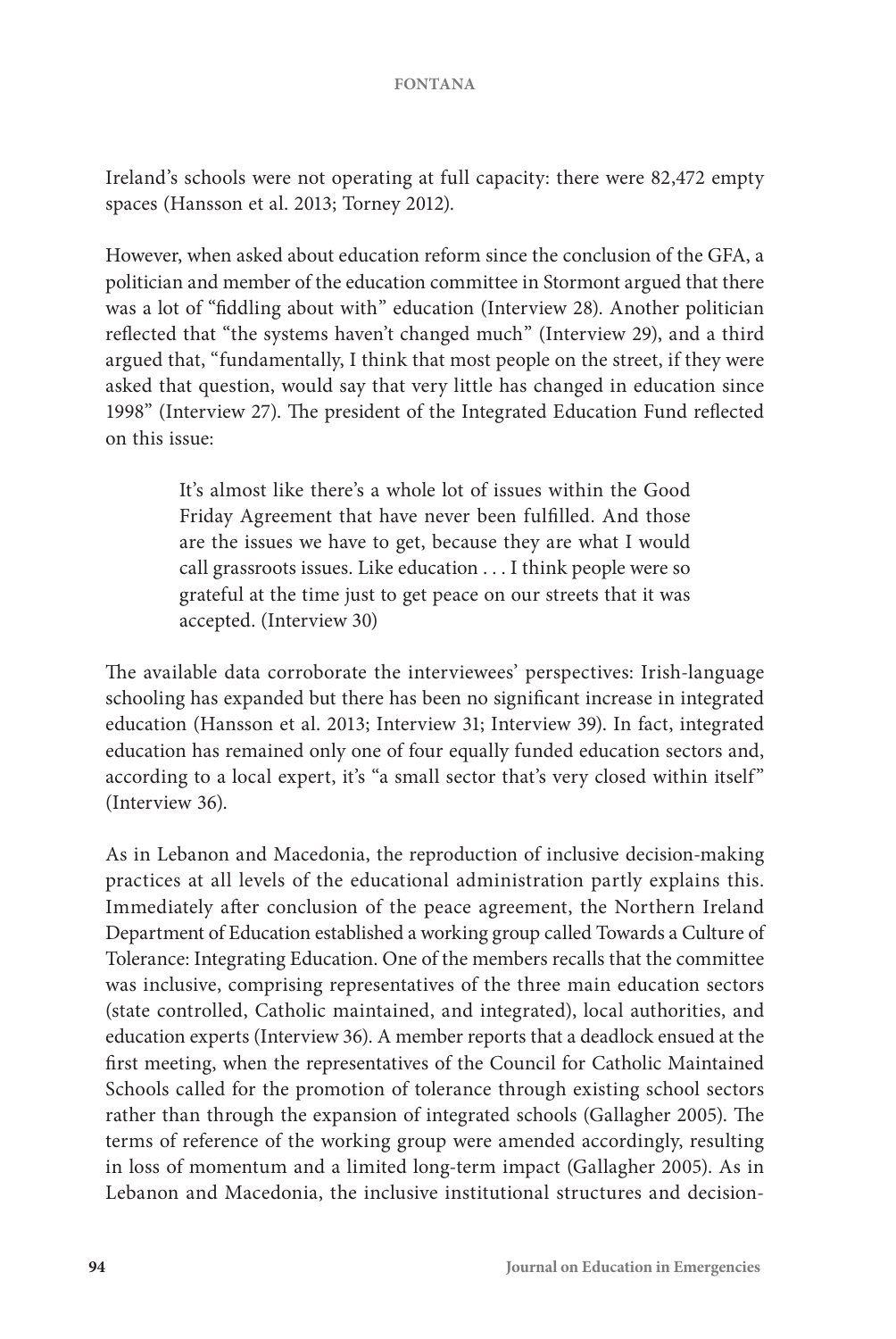Ireland's schools were not operating at full capacity: there were 82,472 empty spaces (Hansson et al. 2013; Torney 2012).

However, when asked about education reform since the conclusion of the GFA, a politician and member of the education committee in Stormont argued that there was a lot of "fiddling about with" education (Interview 28). Another politician reflected that "the systems haven't changed much" (Interview 29), and a third argued that, "fundamentally, I think that most people on the street, if they were asked that question, would say that very little has changed in education since 1998" (Interview 27). The president of the Integrated Education Fund reflected on this issue:

> It's almost like there's a whole lot of issues within the Good Friday Agreement that have never been fulfilled. And those are the issues we have to get, because they are what I would call grassroots issues. Like education . . . I think people were so grateful at the time just to get peace on our streets that it was accepted. (Interview 30)

The available data corroborate the interviewees' perspectives: Irish-language schooling has expanded but there has been no significant increase in integrated education (Hansson et al. 2013; Interview 31; Interview 39). In fact, integrated education has remained only one of four equally funded education sectors and, according to a local expert, it's "a small sector that's very closed within itself" (Interview 36).

As in Lebanon and Macedonia, the reproduction of inclusive decision-making practices at all levels of the educational administration partly explains this. Immediately after conclusion of the peace agreement, the Northern Ireland Department of Education established a working group called Towards a Culture of Tolerance: Integrating Education. One of the members recalls that the committee was inclusive, comprising representatives of the three main education sectors (state controlled, Catholic maintained, and integrated), local authorities, and education experts (Interview 36). A member reports that a deadlock ensued at the first meeting, when the representatives of the Council for Catholic Maintained Schools called for the promotion of tolerance through existing school sectors rather than through the expansion of integrated schools (Gallagher 2005). The terms of reference of the working group were amended accordingly, resulting in loss of momentum and a limited long-term impact (Gallagher 2005). As in Lebanon and Macedonia, the inclusive institutional structures and decision-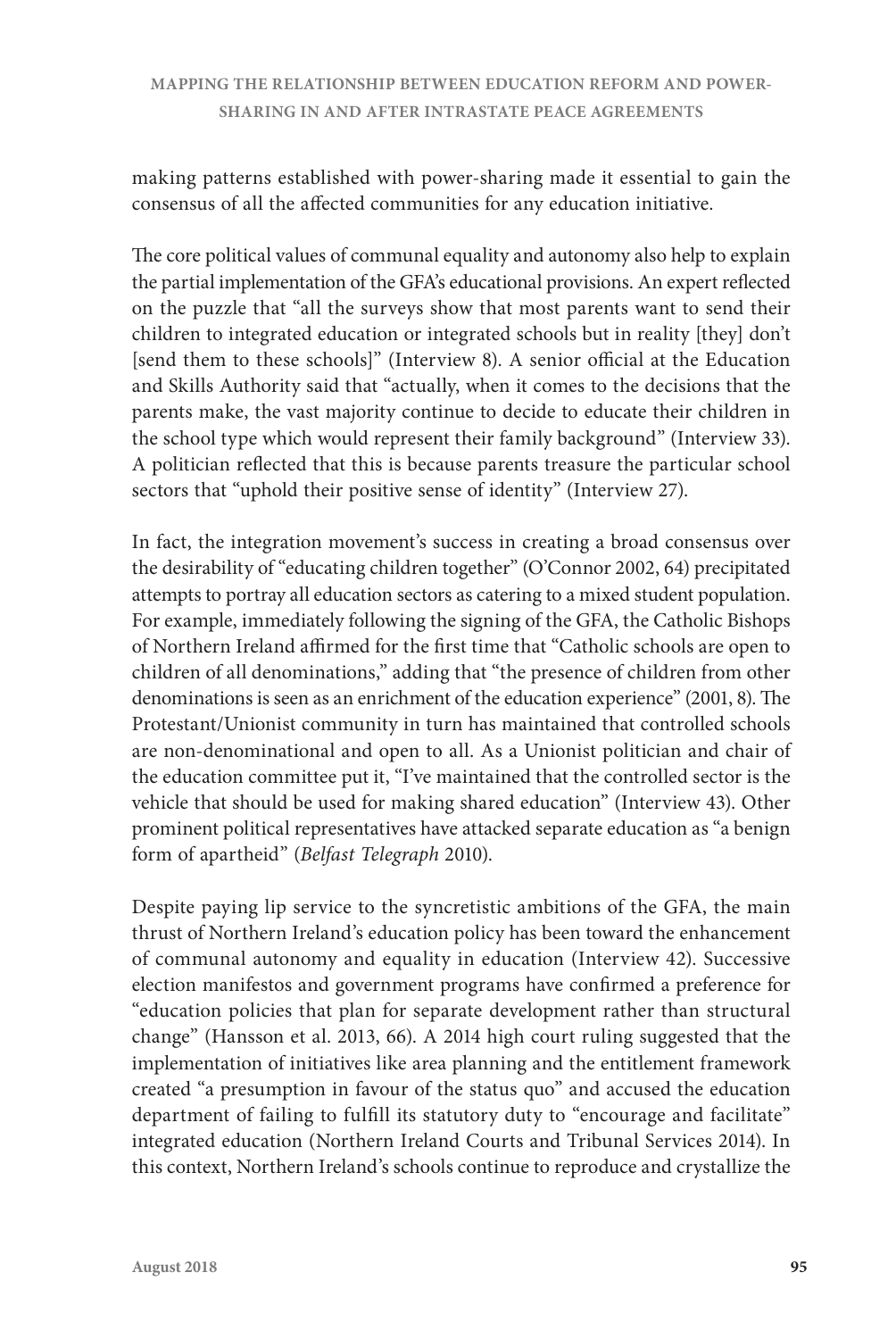making patterns established with power-sharing made it essential to gain the consensus of all the affected communities for any education initiative.

The core political values of communal equality and autonomy also help to explain the partial implementation of the GFA's educational provisions. An expert reflected on the puzzle that "all the surveys show that most parents want to send their children to integrated education or integrated schools but in reality [they] don't [send them to these schools]" (Interview 8). A senior official at the Education and Skills Authority said that "actually, when it comes to the decisions that the parents make, the vast majority continue to decide to educate their children in the school type which would represent their family background" (Interview 33). A politician reflected that this is because parents treasure the particular school sectors that "uphold their positive sense of identity" (Interview 27).

In fact, the integration movement's success in creating a broad consensus over the desirability of "educating children together" (O'Connor 2002, 64) precipitated attempts to portray all education sectors as catering to a mixed student population. For example, immediately following the signing of the GFA, the Catholic Bishops of Northern Ireland affirmed for the first time that "Catholic schools are open to children of all denominations," adding that "the presence of children from other denominations is seen as an enrichment of the education experience" (2001, 8). The Protestant/Unionist community in turn has maintained that controlled schools are non-denominational and open to all. As a Unionist politician and chair of the education committee put it, "I've maintained that the controlled sector is the vehicle that should be used for making shared education" (Interview 43). Other prominent political representatives have attacked separate education as "a benign form of apartheid" (*Belfast Telegraph* 2010).

Despite paying lip service to the syncretistic ambitions of the GFA, the main thrust of Northern Ireland's education policy has been toward the enhancement of communal autonomy and equality in education (Interview 42). Successive election manifestos and government programs have confirmed a preference for "education policies that plan for separate development rather than structural change" (Hansson et al. 2013, 66). A 2014 high court ruling suggested that the implementation of initiatives like area planning and the entitlement framework created "a presumption in favour of the status quo" and accused the education department of failing to fulfill its statutory duty to "encourage and facilitate" integrated education (Northern Ireland Courts and Tribunal Services 2014). In this context, Northern Ireland's schools continue to reproduce and crystallize the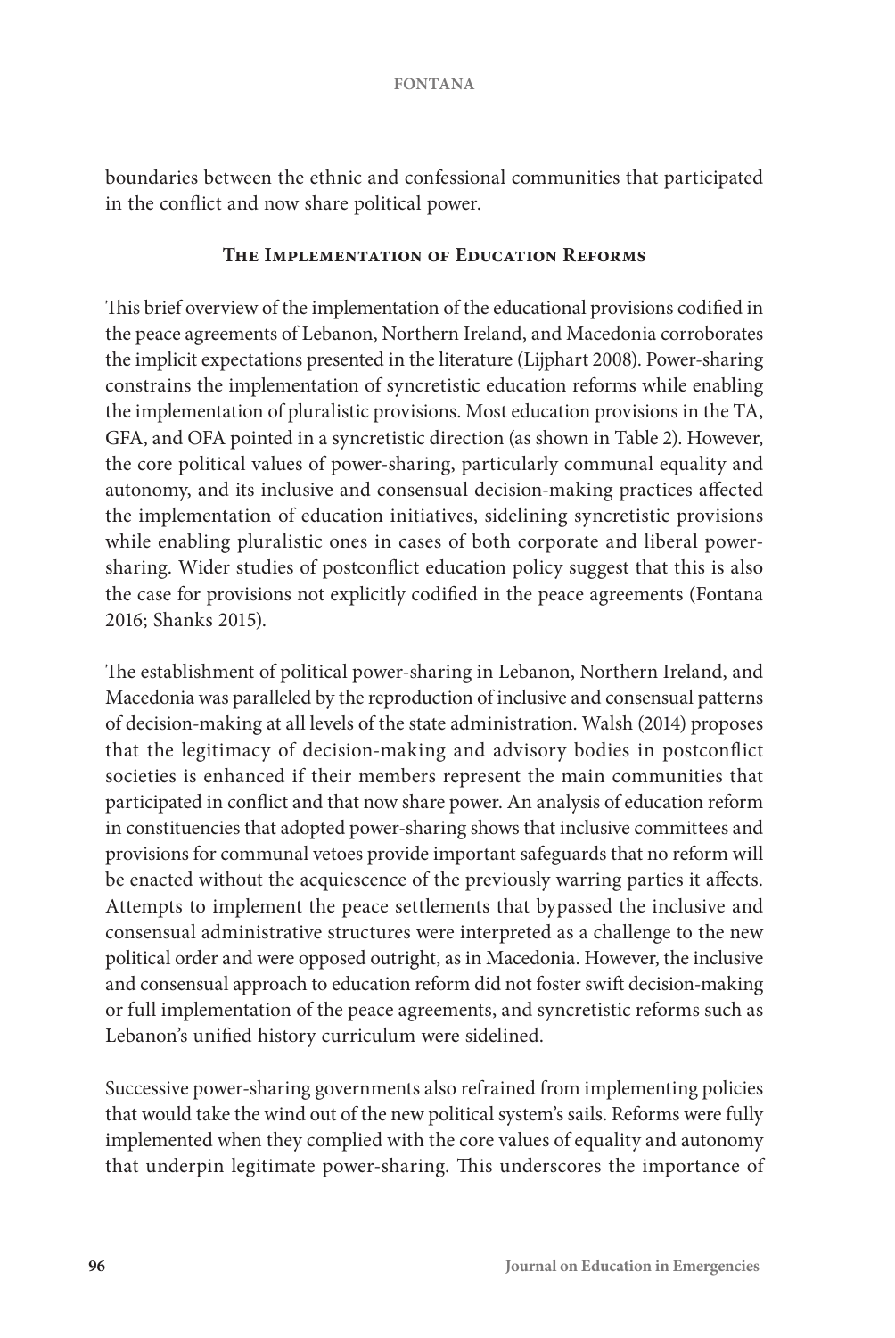boundaries between the ethnic and confessional communities that participated in the conflict and now share political power.

## The Implementation of Education Reforms

This brief overview of the implementation of the educational provisions codified in the peace agreements of Lebanon, Northern Ireland, and Macedonia corroborates the implicit expectations presented in the literature (Lijphart 2008). Power-sharing constrains the implementation of syncretistic education reforms while enabling the implementation of pluralistic provisions. Most education provisions in the TA, GFA, and OFA pointed in a syncretistic direction (as shown in Table 2). However, the core political values of power-sharing, particularly communal equality and autonomy, and its inclusive and consensual decision-making practices affected the implementation of education initiatives, sidelining syncretistic provisions while enabling pluralistic ones in cases of both corporate and liberal power-sharing. Wider studies of postconflict education policy suggest that this is also the case for provisions not explicitly codified in the peace agreements (Fontana 2016; Shanks 2015).

The establishment of political power-sharing in Lebanon, Northern Ireland, and Macedonia was paralleled by the reproduction of inclusive and consensual patterns of decision-making at all levels of the state administration. Walsh (2014) proposes that the legitimacy of decision-making and advisory bodies in postconflict societies is enhanced if their members represent the main communities that participated in conflict and that now share power. An analysis of education reform in constituencies that adopted power-sharing shows that inclusive committees and provisions for communal vetoes provide important safeguards that no reform will be enacted without the acquiescence of the previously warring parties it affects. Attempts to implement the peace settlements that bypassed the inclusive and consensual administrative structures were interpreted as a challenge to the new political order and were opposed outright, as in Macedonia. However, the inclusive and consensual approach to education reform did not foster swift decision-making or full implementation of the peace agreements, and syncretistic reforms such as Lebanon's unified history curriculum were sidelined.

Successive power-sharing governments also refrained from implementing policies that would take the wind out of the new political system's sails. Reforms were fully implemented when they complied with the core values of equality and autonomy that underpin legitimate power-sharing. This underscores the importance of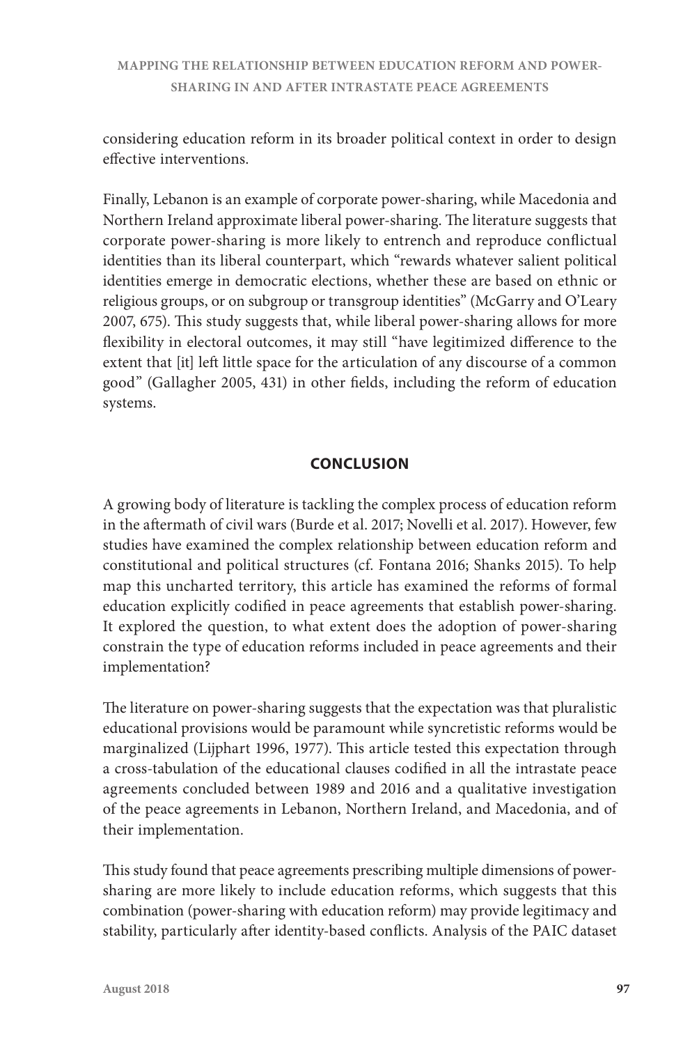considering education reform in its broader political context in order to design effective interventions.

Finally, Lebanon is an example of corporate power-sharing, while Macedonia and Northern Ireland approximate liberal power-sharing. The literature suggests that corporate power-sharing is more likely to entrench and reproduce conflictual identities than its liberal counterpart, which "rewards whatever salient political identities emerge in democratic elections, whether these are based on ethnic or religious groups, or on subgroup or transgroup identities" (McGarry and O'Leary 2007, 675). This study suggests that, while liberal power-sharing allows for more flexibility in electoral outcomes, it may still "have legitimized difference to the extent that [it] left little space for the articulation of any discourse of a common good" (Gallagher 2005, 431) in other fields, including the reform of education systems.

## CONCLUSION

A growing body of literature is tackling the complex process of education reform in the aftermath of civil wars (Burde et al. 2017; Novelli et al. 2017). However, few studies have examined the complex relationship between education reform and constitutional and political structures (cf. Fontana 2016; Shanks 2015). To help map this uncharted territory, this article has examined the reforms of formal education explicitly codified in peace agreements that establish power-sharing. It explored the question, to what extent does the adoption of power-sharing constrain the type of education reforms included in peace agreements and their implementation?

The literature on power-sharing suggests that the expectation was that pluralistic educational provisions would be paramount while syncretistic reforms would be marginalized (Lijphart 1996, 1977). This article tested this expectation through a cross-tabulation of the educational clauses codified in all the intrastate peace agreements concluded between 1989 and 2016 and a qualitative investigation of the peace agreements in Lebanon, Northern Ireland, and Macedonia, and of their implementation.

This study found that peace agreements prescribing multiple dimensions of power-sharing are more likely to include education reforms, which suggests that this combination (power-sharing with education reform) may provide legitimacy and stability, particularly after identity-based conflicts. Analysis of the PAIC dataset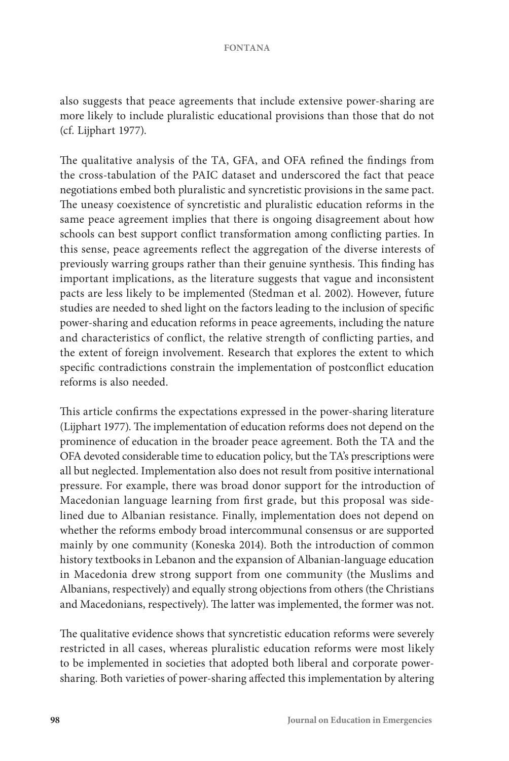also suggests that peace agreements that include extensive power-sharing are more likely to include pluralistic educational provisions than those that do not (cf. Lijphart 1977).

The qualitative analysis of the TA, GFA, and OFA refined the findings from the cross-tabulation of the PAIC dataset and underscored the fact that peace negotiations embed both pluralistic and syncretistic provisions in the same pact. The uneasy coexistence of syncretistic and pluralistic education reforms in the same peace agreement implies that there is ongoing disagreement about how schools can best support conflict transformation among conflicting parties. In this sense, peace agreements reflect the aggregation of the diverse interests of previously warring groups rather than their genuine synthesis. This finding has important implications, as the literature suggests that vague and inconsistent pacts are less likely to be implemented (Stedman et al. 2002). However, future studies are needed to shed light on the factors leading to the inclusion of specific power-sharing and education reforms in peace agreements, including the nature and characteristics of conflict, the relative strength of conflicting parties, and the extent of foreign involvement. Research that explores the extent to which specific contradictions constrain the implementation of postconflict education reforms is also needed.

This article confirms the expectations expressed in the power-sharing literature (Lijphart 1977). The implementation of education reforms does not depend on the prominence of education in the broader peace agreement. Both the TA and the OFA devoted considerable time to education policy, but the TA's prescriptions were all but neglected. Implementation also does not result from positive international pressure. For example, there was broad donor support for the introduction of Macedonian language learning from first grade, but this proposal was sidelined due to Albanian resistance. Finally, implementation does not depend on whether the reforms embody broad intercommunal consensus or are supported mainly by one community (Koneska 2014). Both the introduction of common history textbooks in Lebanon and the expansion of Albanian-language education in Macedonia drew strong support from one community (the Muslims and Albanians, respectively) and equally strong objections from others (the Christians and Macedonians, respectively). The latter was implemented, the former was not.

The qualitative evidence shows that syncretistic education reforms were severely restricted in all cases, whereas pluralistic education reforms were most likely to be implemented in societies that adopted both liberal and corporate power-sharing. Both varieties of power-sharing affected this implementation by altering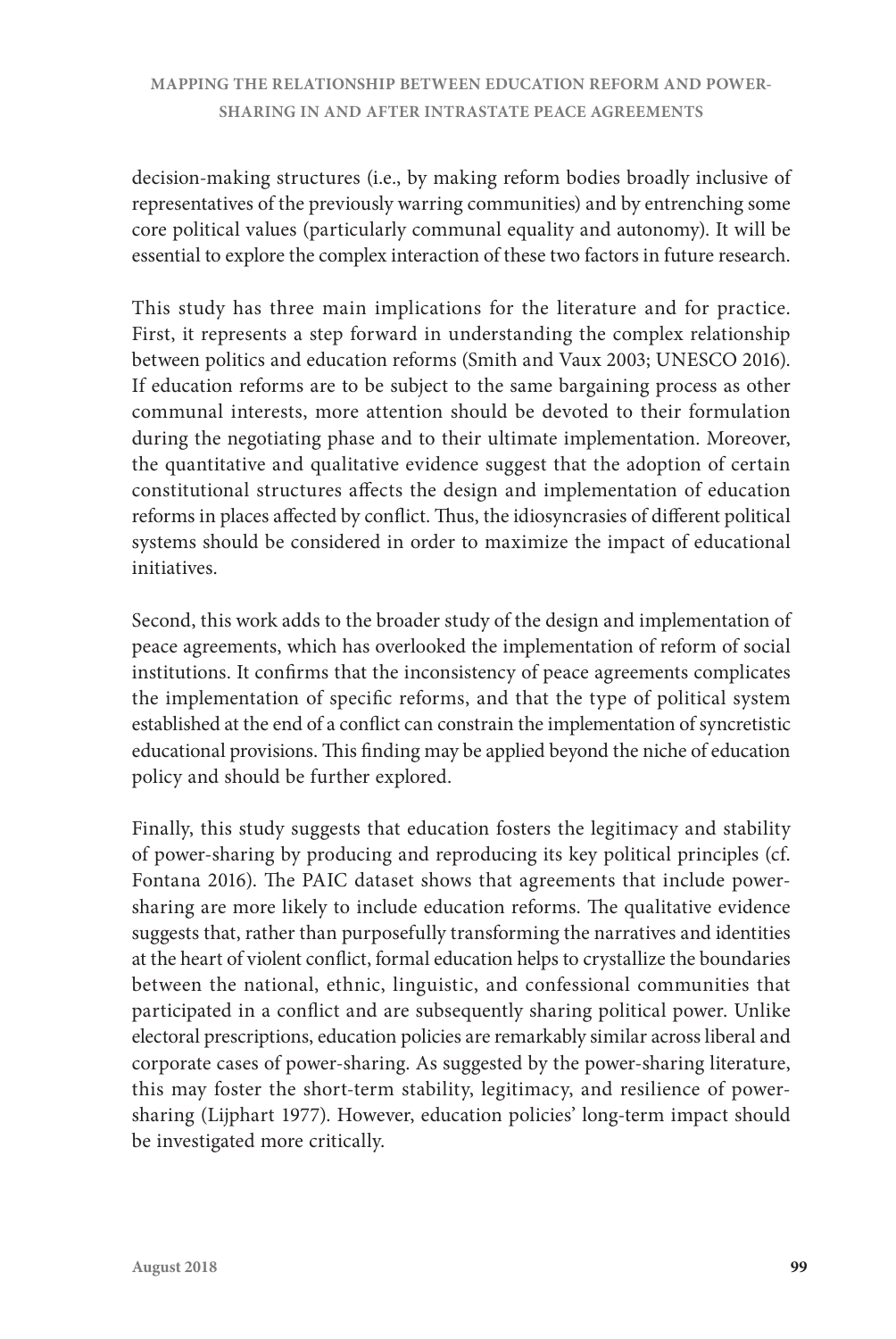decision-making structures (i.e., by making reform bodies broadly inclusive of representatives of the previously warring communities) and by entrenching some core political values (particularly communal equality and autonomy). It will be essential to explore the complex interaction of these two factors in future research.

This study has three main implications for the literature and for practice. First, it represents a step forward in understanding the complex relationship between politics and education reforms (Smith and Vaux 2003; UNESCO 2016). If education reforms are to be subject to the same bargaining process as other communal interests, more attention should be devoted to their formulation during the negotiating phase and to their ultimate implementation. Moreover, the quantitative and qualitative evidence suggest that the adoption of certain constitutional structures affects the design and implementation of education reforms in places affected by conflict. Thus, the idiosyncrasies of different political systems should be considered in order to maximize the impact of educational initiatives.

Second, this work adds to the broader study of the design and implementation of peace agreements, which has overlooked the implementation of reform of social institutions. It confirms that the inconsistency of peace agreements complicates the implementation of specific reforms, and that the type of political system established at the end of a conflict can constrain the implementation of syncretistic educational provisions. This finding may be applied beyond the niche of education policy and should be further explored.

Finally, this study suggests that education fosters the legitimacy and stability of power-sharing by producing and reproducing its key political principles (cf. Fontana 2016). The PAIC dataset shows that agreements that include power-sharing are more likely to include education reforms. The qualitative evidence suggests that, rather than purposefully transforming the narratives and identities at the heart of violent conflict, formal education helps to crystallize the boundaries between the national, ethnic, linguistic, and confessional communities that participated in a conflict and are subsequently sharing political power. Unlike electoral prescriptions, education policies are remarkably similar across liberal and corporate cases of power-sharing. As suggested by the power-sharing literature, this may foster the short-term stability, legitimacy, and resilience of power-sharing (Lijphart 1977). However, education policies' long-term impact should be investigated more critically.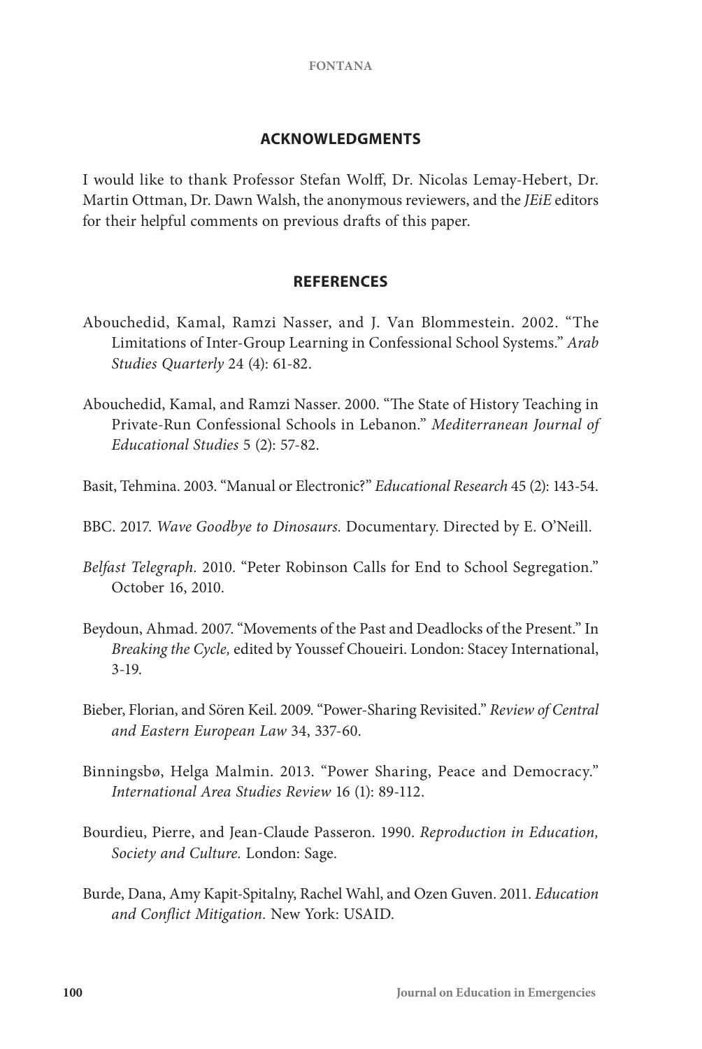## ACKNOWLEDGMENTS

I would like to thank Professor Stefan Wolff, Dr. Nicolas Lemay-Hebert, Dr. Martin Ottman, Dr. Dawn Walsh, the anonymous reviewers, and the *JEiE* editors for their helpful comments on previous drafts of this paper.

## REFERENCES

Abouchedid, Kamal, Ramzi Nasser, and J. Van Blommestein. 2002. "The Limitations of Inter-Group Learning in Confessional School Systems." *Arab Studies Quarterly* 24 (4): 61-82.

Abouchedid, Kamal, and Ramzi Nasser. 2000. "The State of History Teaching in Private-Run Confessional Schools in Lebanon." *Mediterranean Journal of Educational Studies* 5 (2): 57-82.

Basit, Tehmina. 2003. "Manual or Electronic?" *Educational Research* 45 (2): 143-54.

BBC. 2017. *Wave Goodbye to Dinosaurs.* Documentary. Directed by E. O'Neill.

*Belfast Telegraph.* 2010. "Peter Robinson Calls for End to School Segregation." October 16, 2010.

Beydoun, Ahmad. 2007. "Movements of the Past and Deadlocks of the Present." In *Breaking the Cycle,* edited by Youssef Choueiri. London: Stacey International, 3-19.

Bieber, Florian, and Sören Keil. 2009. "Power-Sharing Revisited." *Review of Central and Eastern European Law* 34, 337-60.

Binningsbø, Helga Malmin. 2013. "Power Sharing, Peace and Democracy." *International Area Studies Review* 16 (1): 89-112.

Bourdieu, Pierre, and Jean-Claude Passeron. 1990. *Reproduction in Education, Society and Culture.* London: Sage.

Burde, Dana, Amy Kapit-Spitalny, Rachel Wahl, and Ozen Guven. 2011. *Education and Conflict Mitigation.* New York: USAID.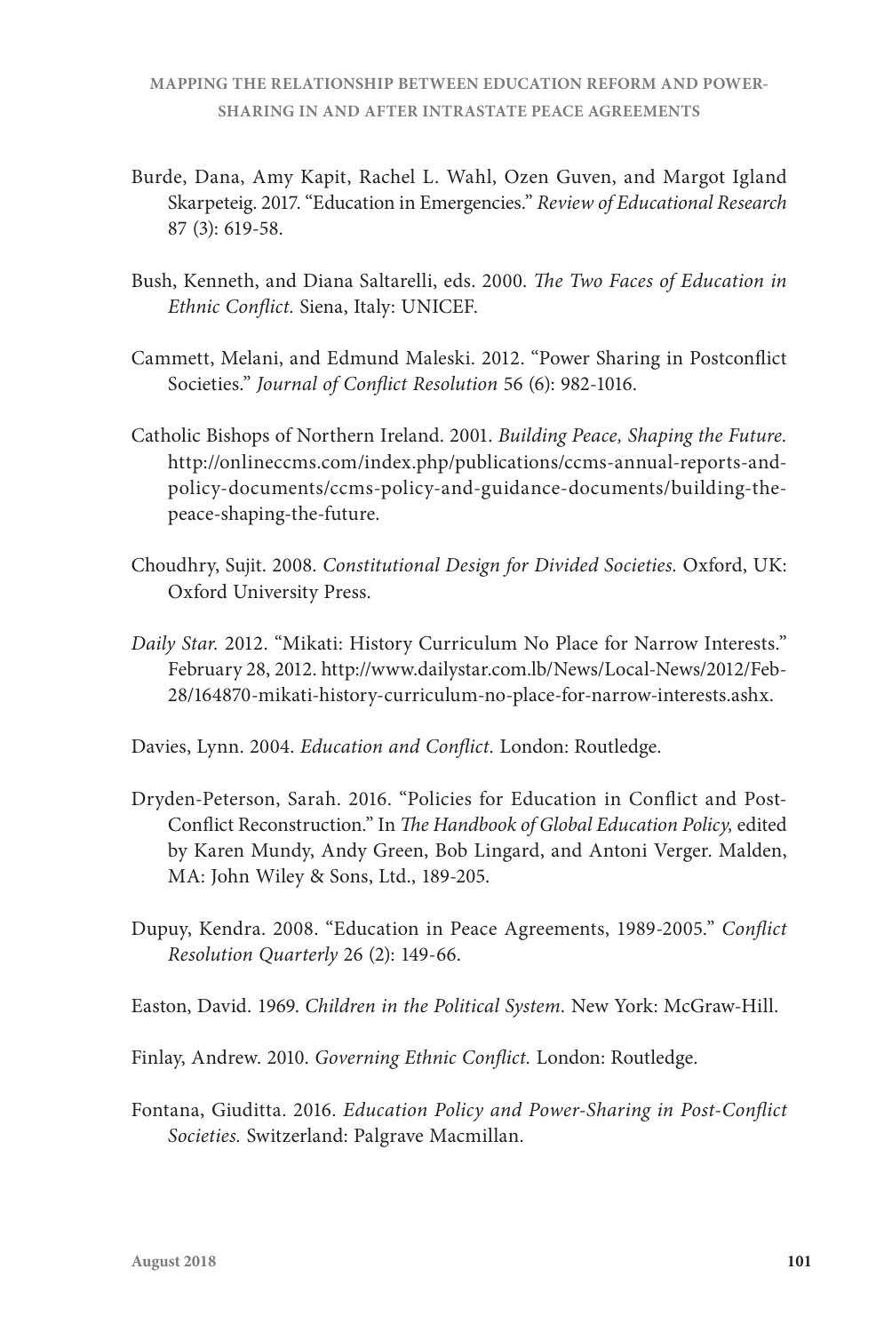Burde, Dana, Amy Kapit, Rachel L. Wahl, Ozen Guven, and Margot Igland Skarpeteig. 2017. "Education in Emergencies." *Review of Educational Research* 87 (3): 619-58.

Bush, Kenneth, and Diana Saltarelli, eds. 2000. *The Two Faces of Education in Ethnic Conflict.* Siena, Italy: UNICEF.

Cammett, Melani, and Edmund Maleski. 2012. "Power Sharing in Postconflict Societies." *Journal of Conflict Resolution* 56 (6): 982-1016.

Catholic Bishops of Northern Ireland. 2001. *Building Peace, Shaping the Future.* http://onlineccms.com/index.php/publications/ccms-annual-reports-and-policy-documents/ccms-policy-and-guidance-documents/building-the-peace-shaping-the-future.

Choudhry, Sujit. 2008. *Constitutional Design for Divided Societies.* Oxford, UK: Oxford University Press.

*Daily Star.* 2012. "Mikati: History Curriculum No Place for Narrow Interests." February 28, 2012. http://www.dailystar.com.lb/News/Local-News/2012/Feb-28/164870-mikati-history-curriculum-no-place-for-narrow-interests.ashx.

Davies, Lynn. 2004. *Education and Conflict.* London: Routledge.

Dryden-Peterson, Sarah. 2016. "Policies for Education in Conflict and Post-Conflict Reconstruction." In *The Handbook of Global Education Policy,* edited by Karen Mundy, Andy Green, Bob Lingard, and Antoni Verger. Malden, MA: John Wiley & Sons, Ltd., 189-205.

Dupuy, Kendra. 2008. "Education in Peace Agreements, 1989-2005." *Conflict Resolution Quarterly* 26 (2): 149-66.

Easton, David. 1969. *Children in the Political System.* New York: McGraw-Hill.

Finlay, Andrew. 2010. *Governing Ethnic Conflict.* London: Routledge.

Fontana, Giuditta. 2016. *Education Policy and Power-Sharing in Post-Conflict Societies.* Switzerland: Palgrave Macmillan.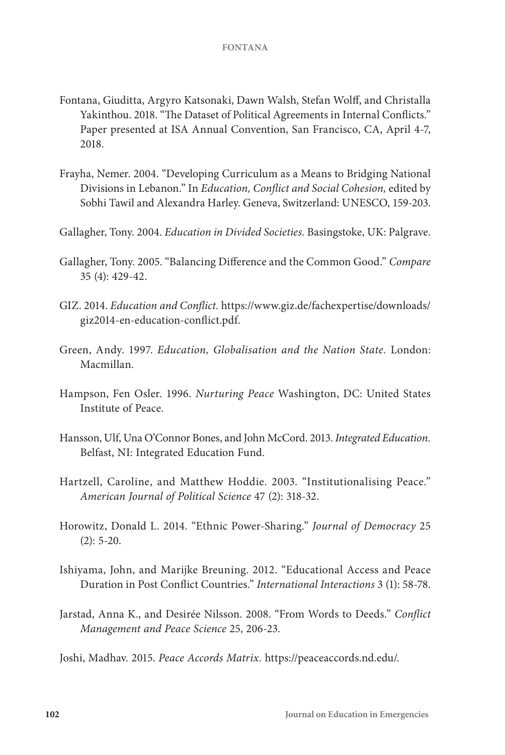Fontana, Giuditta, Argyro Katsonaki, Dawn Walsh, Stefan Wolff, and Christalla Yakinthou. 2018. "The Dataset of Political Agreements in Internal Conflicts." Paper presented at ISA Annual Convention, San Francisco, CA, April 4-7, 2018.

Frayha, Nemer. 2004. "Developing Curriculum as a Means to Bridging National Divisions in Lebanon." In *Education, Conflict and Social Cohesion,* edited by Sobhi Tawil and Alexandra Harley. Geneva, Switzerland: UNESCO, 159-203.

Gallagher, Tony. 2004. *Education in Divided Societies.* Basingstoke, UK: Palgrave.

Gallagher, Tony. 2005. "Balancing Difference and the Common Good." *Compare* 35 (4): 429-42.

GIZ. 2014. *Education and Conflict.* https://www.giz.de/fachexpertise/downloads/giz2014-en-education-conflict.pdf.

Green, Andy. 1997. *Education, Globalisation and the Nation State.* London: Macmillan.

Hampson, Fen Osler. 1996. *Nurturing Peace* Washington, DC: United States Institute of Peace.

Hansson, Ulf, Una O'Connor Bones, and John McCord. 2013. *Integrated Education.* Belfast, NI: Integrated Education Fund.

Hartzell, Caroline, and Matthew Hoddie. 2003. "Institutionalising Peace." *American Journal of Political Science* 47 (2): 318-32.

Horowitz, Donald L. 2014. "Ethnic Power-Sharing." *Journal of Democracy* 25 (2): 5-20.

Ishiyama, John, and Marijke Breuning. 2012. "Educational Access and Peace Duration in Post Conflict Countries." *International Interactions* 3 (1): 58-78.

Jarstad, Anna K., and Desirée Nilsson. 2008. "From Words to Deeds." *Conflict Management and Peace Science* 25, 206-23.

Joshi, Madhav. 2015. *Peace Accords Matrix.* https://peaceaccords.nd.edu/.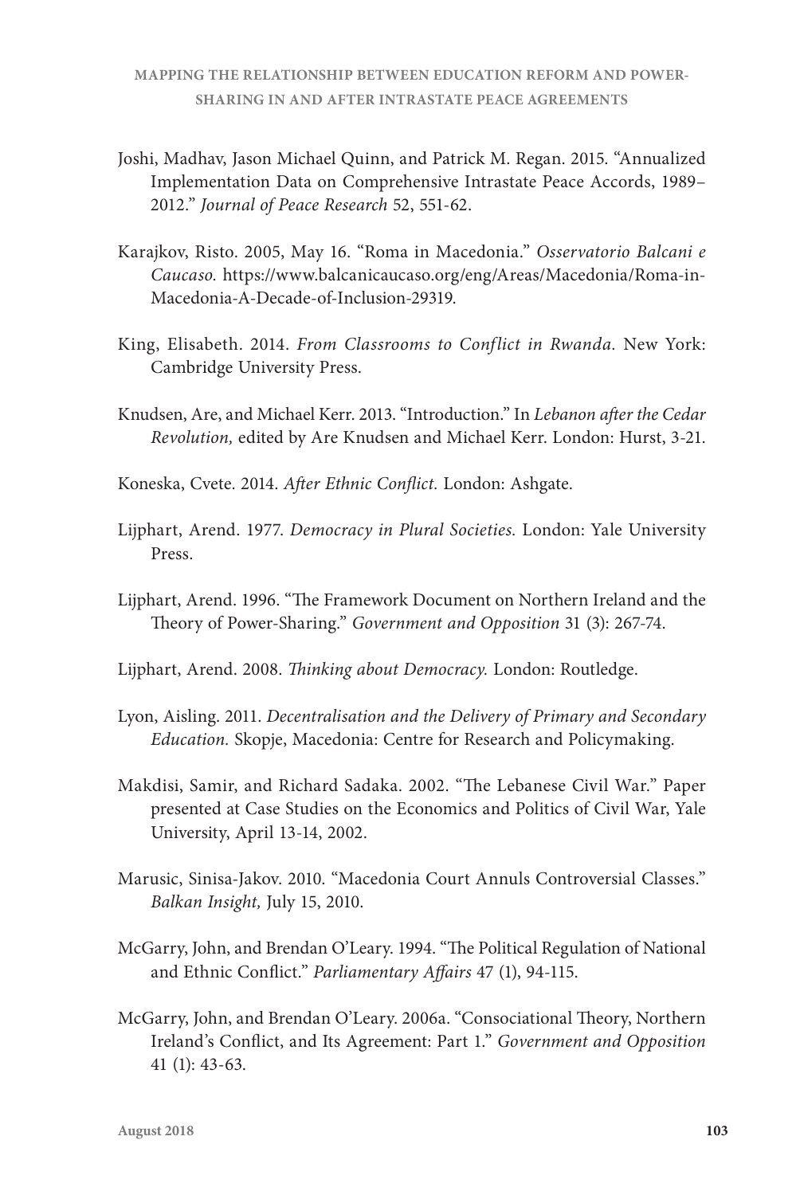Joshi, Madhav, Jason Michael Quinn, and Patrick M. Regan. 2015. "Annualized Implementation Data on Comprehensive Intrastate Peace Accords, 1989–2012." *Journal of Peace Research* 52, 551-62.

Karajkov, Risto. 2005, May 16. "Roma in Macedonia." *Osservatorio Balcani e Caucaso.* https://www.balcanicaucaso.org/eng/Areas/Macedonia/Roma-in-Macedonia-A-Decade-of-Inclusion-29319.

King, Elisabeth. 2014. *From Classrooms to Conflict in Rwanda.* New York: Cambridge University Press.

Knudsen, Are, and Michael Kerr. 2013. "Introduction." In *Lebanon after the Cedar Revolution,* edited by Are Knudsen and Michael Kerr. London: Hurst, 3-21.

Koneska, Cvete. 2014. *After Ethnic Conflict.* London: Ashgate.

Lijphart, Arend. 1977. *Democracy in Plural Societies.* London: Yale University Press.

Lijphart, Arend. 1996. "The Framework Document on Northern Ireland and the Theory of Power-Sharing." *Government and Opposition* 31 (3): 267-74.

Lijphart, Arend. 2008. *Thinking about Democracy.* London: Routledge.

Lyon, Aisling. 2011. *Decentralisation and the Delivery of Primary and Secondary Education.* Skopje, Macedonia: Centre for Research and Policymaking.

Makdisi, Samir, and Richard Sadaka. 2002. "The Lebanese Civil War." Paper presented at Case Studies on the Economics and Politics of Civil War, Yale University, April 13-14, 2002.

Marusic, Sinisa-Jakov. 2010. "Macedonia Court Annuls Controversial Classes." *Balkan Insight,* July 15, 2010.

McGarry, John, and Brendan O'Leary. 1994. "The Political Regulation of National and Ethnic Conflict." *Parliamentary Affairs* 47 (1), 94-115.

McGarry, John, and Brendan O'Leary. 2006a. "Consociational Theory, Northern Ireland's Conflict, and Its Agreement: Part 1." *Government and Opposition* 41 (1): 43-63.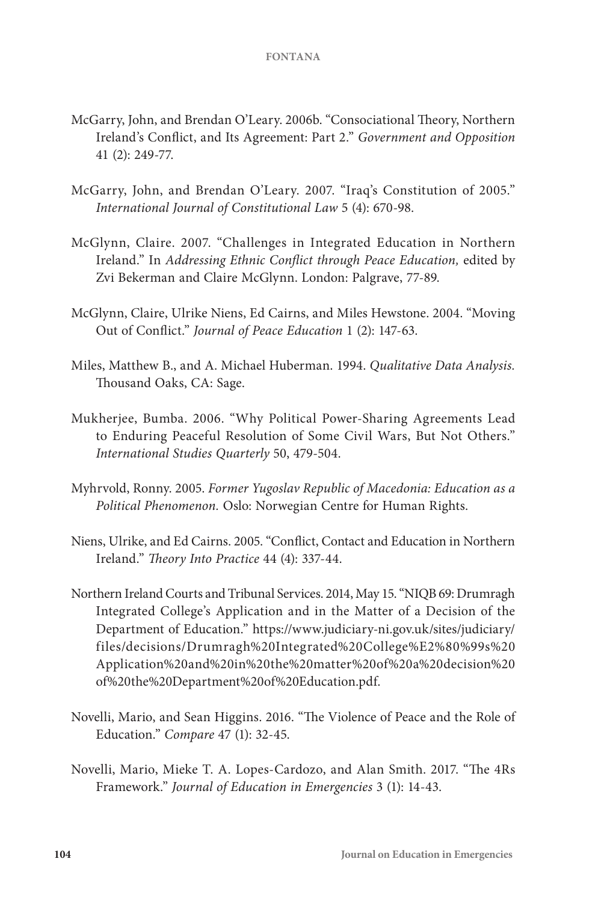McGarry, John, and Brendan O'Leary. 2006b. "Consociational Theory, Northern Ireland's Conflict, and Its Agreement: Part 2." *Government and Opposition* 41 (2): 249-77.

McGarry, John, and Brendan O'Leary. 2007. "Iraq's Constitution of 2005." *International Journal of Constitutional Law* 5 (4): 670-98.

McGlynn, Claire. 2007. "Challenges in Integrated Education in Northern Ireland." In *Addressing Ethnic Conflict through Peace Education,* edited by Zvi Bekerman and Claire McGlynn. London: Palgrave, 77-89.

McGlynn, Claire, Ulrike Niens, Ed Cairns, and Miles Hewstone. 2004. "Moving Out of Conflict." *Journal of Peace Education* 1 (2): 147-63.

Miles, Matthew B., and A. Michael Huberman. 1994. *Qualitative Data Analysis.* Thousand Oaks, CA: Sage.

Mukherjee, Bumba. 2006. "Why Political Power-Sharing Agreements Lead to Enduring Peaceful Resolution of Some Civil Wars, But Not Others." *International Studies Quarterly* 50, 479-504.

Myhrvold, Ronny. 2005. *Former Yugoslav Republic of Macedonia: Education as a Political Phenomenon.* Oslo: Norwegian Centre for Human Rights.

Niens, Ulrike, and Ed Cairns. 2005. "Conflict, Contact and Education in Northern Ireland." *Theory Into Practice* 44 (4): 337-44.

Northern Ireland Courts and Tribunal Services. 2014, May 15. "NIQB 69: Drumragh Integrated College's Application and in the Matter of a Decision of the Department of Education." https://www.judiciary-ni.gov.uk/sites/judiciary/files/decisions/Drumragh%20Integrated%20College%E2%80%99s%20Application%20and%20in%20the%20matter%20of%20a%20decision%20of%20the%20Department%20of%20Education.pdf.

Novelli, Mario, and Sean Higgins. 2016. "The Violence of Peace and the Role of Education." *Compare* 47 (1): 32-45.

Novelli, Mario, Mieke T. A. Lopes-Cardozo, and Alan Smith. 2017. "The 4Rs Framework." *Journal of Education in Emergencies* 3 (1): 14-43.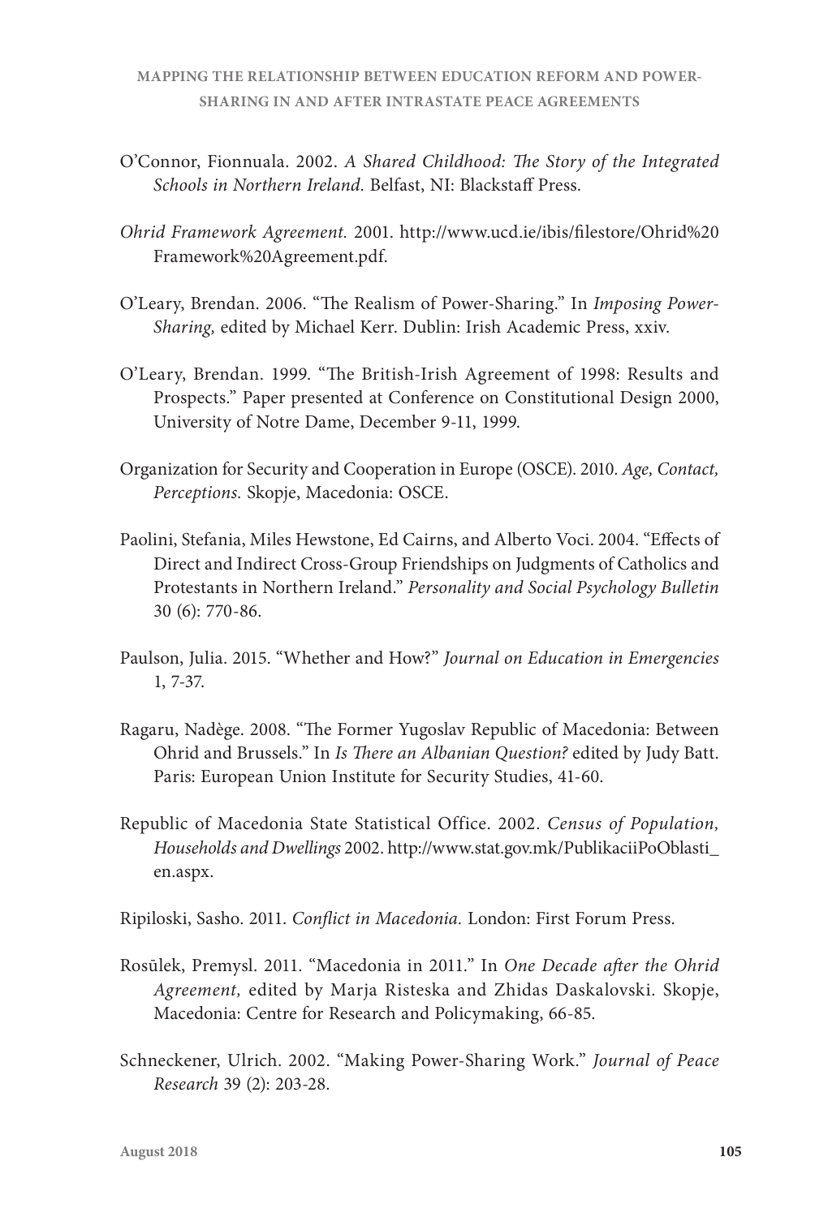O'Connor, Fionnuala. 2002. *A Shared Childhood: The Story of the Integrated Schools in Northern Ireland.* Belfast, NI: Blackstaff Press.

*Ohrid Framework Agreement.* 2001. http://www.ucd.ie/ibis/filestore/Ohrid%20Framework%20Agreement.pdf.

O'Leary, Brendan. 2006. "The Realism of Power-Sharing." In *Imposing Power-Sharing,* edited by Michael Kerr. Dublin: Irish Academic Press, xxiv.

O'Leary, Brendan. 1999. "The British-Irish Agreement of 1998: Results and Prospects." Paper presented at Conference on Constitutional Design 2000, University of Notre Dame, December 9-11, 1999.

Organization for Security and Cooperation in Europe (OSCE). 2010. *Age, Contact, Perceptions.* Skopje, Macedonia: OSCE.

Paolini, Stefania, Miles Hewstone, Ed Cairns, and Alberto Voci. 2004. "Effects of Direct and Indirect Cross-Group Friendships on Judgments of Catholics and Protestants in Northern Ireland." *Personality and Social Psychology Bulletin* 30 (6): 770-86.

Paulson, Julia. 2015. "Whether and How?" *Journal on Education in Emergencies* 1, 7-37.

Ragaru, Nadège. 2008. "The Former Yugoslav Republic of Macedonia: Between Ohrid and Brussels." In *Is There an Albanian Question?* edited by Judy Batt. Paris: European Union Institute for Security Studies, 41-60.

Republic of Macedonia State Statistical Office. 2002. *Census of Population, Households and Dwellings* 2002. http://www.stat.gov.mk/PublikaciiPoOblasti_en.aspx.

Ripiloski, Sasho. 2011. *Conflict in Macedonia.* London: First Forum Press.

Rosūlek, Premysl. 2011. "Macedonia in 2011." In *One Decade after the Ohrid Agreement,* edited by Marja Risteska and Zhidas Daskalovski. Skopje, Macedonia: Centre for Research and Policymaking, 66-85.

Schneckener, Ulrich. 2002. "Making Power-Sharing Work." *Journal of Peace Research* 39 (2): 203-28.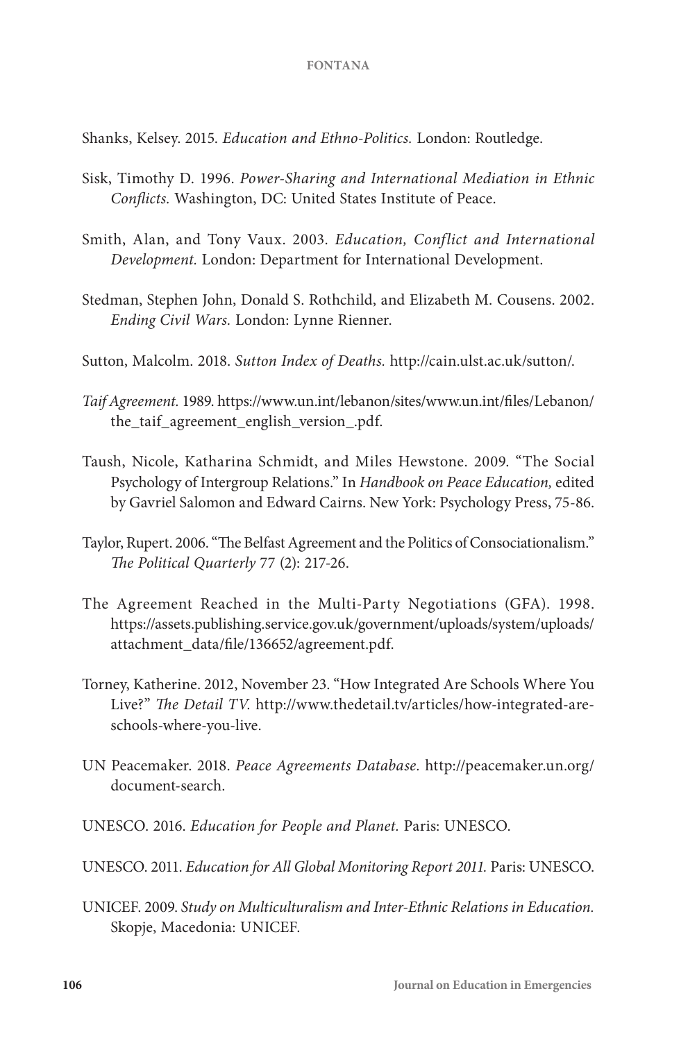Shanks, Kelsey. 2015. *Education and Ethno-Politics.* London: Routledge.

Sisk, Timothy D. 1996. *Power-Sharing and International Mediation in Ethnic Conflicts.* Washington, DC: United States Institute of Peace.

Smith, Alan, and Tony Vaux. 2003. *Education, Conflict and International Development.* London: Department for International Development.

Stedman, Stephen John, Donald S. Rothchild, and Elizabeth M. Cousens. 2002. *Ending Civil Wars.* London: Lynne Rienner.

Sutton, Malcolm. 2018. *Sutton Index of Deaths.* http://cain.ulst.ac.uk/sutton/.

*Taif Agreement.* 1989. https://www.un.int/lebanon/sites/www.un.int/files/Lebanon/the_taif_agreement_english_version_.pdf.

Taush, Nicole, Katharina Schmidt, and Miles Hewstone. 2009. "The Social Psychology of Intergroup Relations." In *Handbook on Peace Education,* edited by Gavriel Salomon and Edward Cairns. New York: Psychology Press, 75-86.

Taylor, Rupert. 2006. "The Belfast Agreement and the Politics of Consociationalism." *The Political Quarterly* 77 (2): 217-26.

The Agreement Reached in the Multi-Party Negotiations (GFA). 1998. https://assets.publishing.service.gov.uk/government/uploads/system/uploads/attachment_data/file/136652/agreement.pdf.

Torney, Katherine. 2012, November 23. "How Integrated Are Schools Where You Live?" *The Detail TV.* http://www.thedetail.tv/articles/how-integrated-are-schools-where-you-live.

UN Peacemaker. 2018. *Peace Agreements Database.* http://peacemaker.un.org/document-search.

UNESCO. 2016. *Education for People and Planet.* Paris: UNESCO.

UNESCO. 2011. *Education for All Global Monitoring Report 2011.* Paris: UNESCO.

UNICEF. 2009. *Study on Multiculturalism and Inter-Ethnic Relations in Education.* Skopje, Macedonia: UNICEF.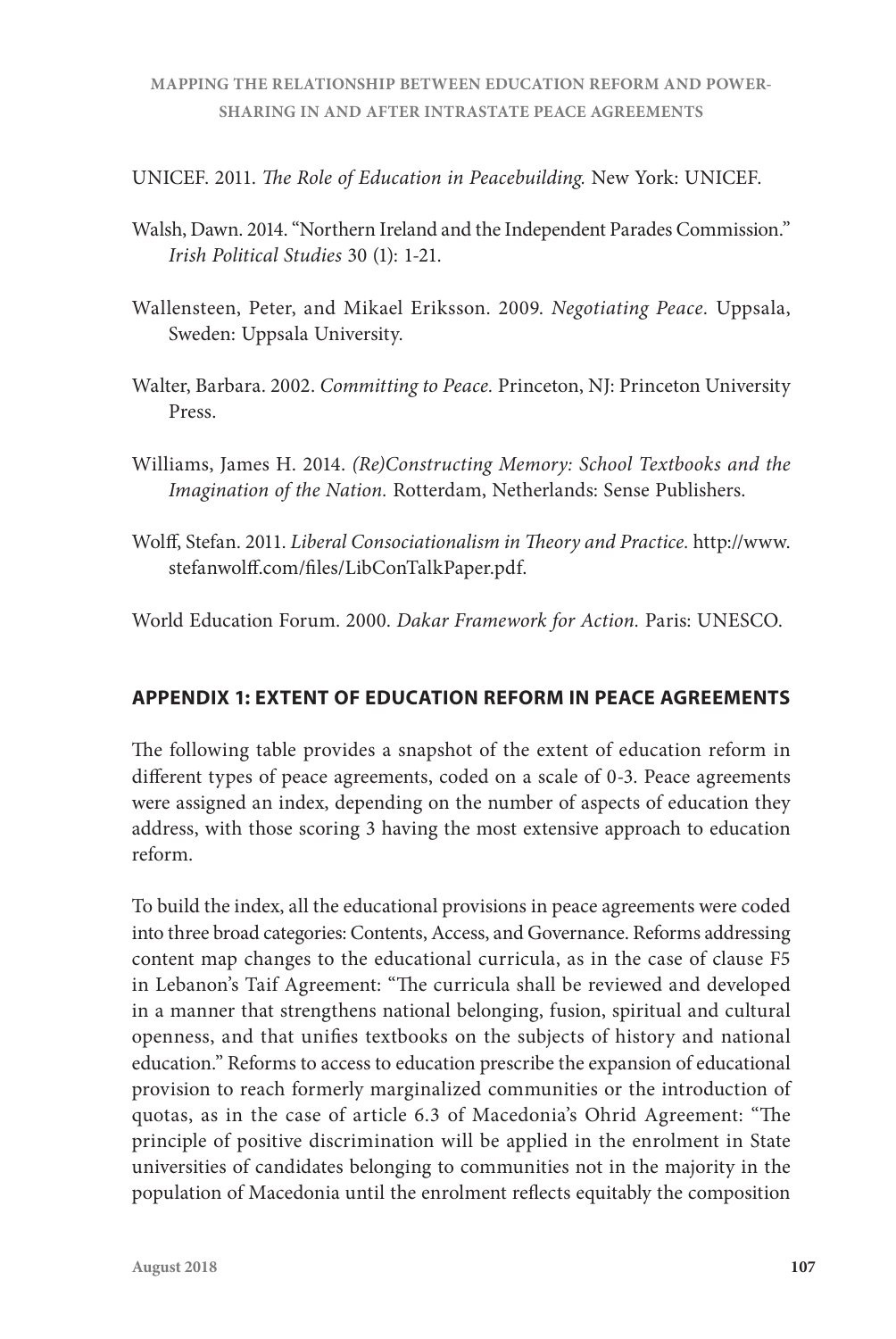UNICEF. 2011. *The Role of Education in Peacebuilding.* New York: UNICEF.

Walsh, Dawn. 2014. "Northern Ireland and the Independent Parades Commission." *Irish Political Studies* 30 (1): 1-21.

Wallensteen, Peter, and Mikael Eriksson. 2009. *Negotiating Peace.* Uppsala, Sweden: Uppsala University.

Walter, Barbara. 2002. *Committing to Peace.* Princeton, NJ: Princeton University Press.

Williams, James H. 2014. *(Re)Constructing Memory: School Textbooks and the Imagination of the Nation.* Rotterdam, Netherlands: Sense Publishers.

Wolff, Stefan. 2011. *Liberal Consociationalism in Theory and Practice.* http://www.stefanwolff.com/files/LibConTalkPaper.pdf.

World Education Forum. 2000. *Dakar Framework for Action.* Paris: UNESCO.

## APPENDIX 1: EXTENT OF EDUCATION REFORM IN PEACE AGREEMENTS

The following table provides a snapshot of the extent of education reform in different types of peace agreements, coded on a scale of 0-3. Peace agreements were assigned an index, depending on the number of aspects of education they address, with those scoring 3 having the most extensive approach to education reform.

To build the index, all the educational provisions in peace agreements were coded into three broad categories: Contents, Access, and Governance. Reforms addressing content map changes to the educational curricula, as in the case of clause F5 in Lebanon's Taif Agreement: "The curricula shall be reviewed and developed in a manner that strengthens national belonging, fusion, spiritual and cultural openness, and that unifies textbooks on the subjects of history and national education." Reforms to access to education prescribe the expansion of educational provision to reach formerly marginalized communities or the introduction of quotas, as in the case of article 6.3 of Macedonia's Ohrid Agreement: "The principle of positive discrimination will be applied in the enrolment in State universities of candidates belonging to communities not in the majority in the population of Macedonia until the enrolment reflects equitably the composition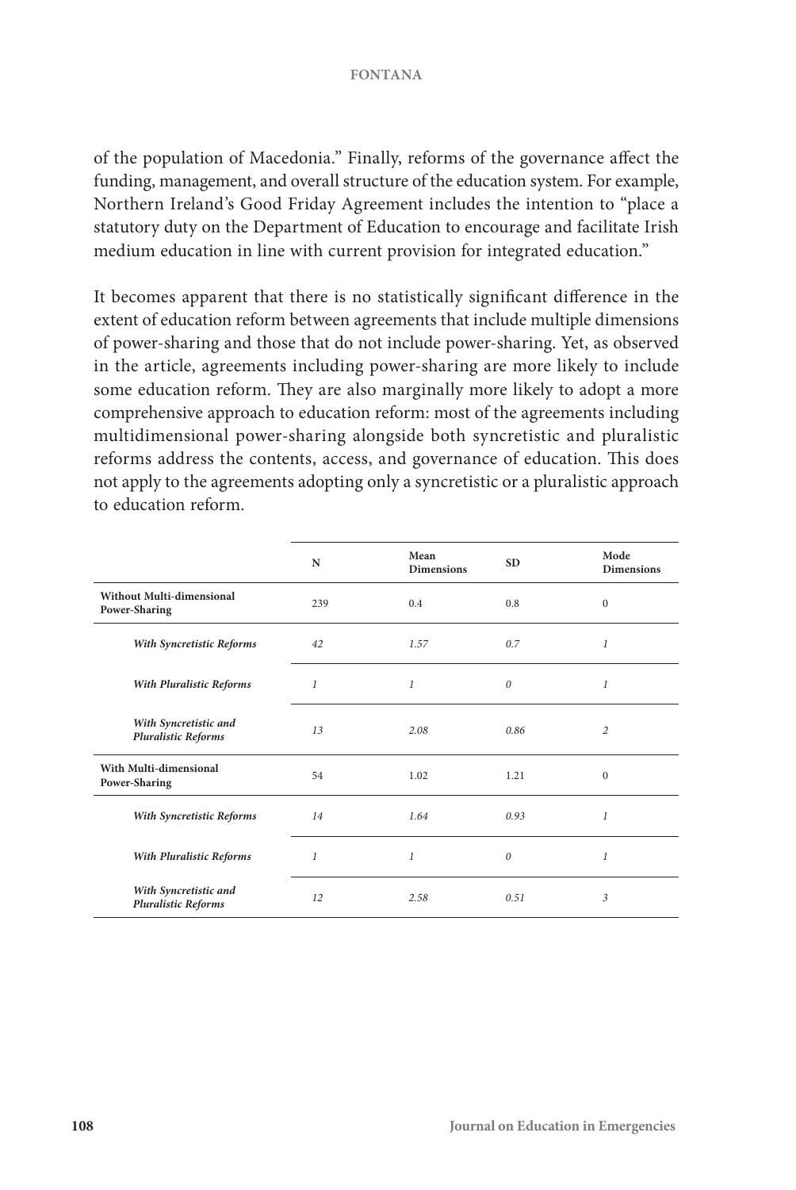of the population of Macedonia." Finally, reforms of the governance affect the funding, management, and overall structure of the education system. For example, Northern Ireland's Good Friday Agreement includes the intention to "place a statutory duty on the Department of Education to encourage and facilitate Irish medium education in line with current provision for integrated education."

It becomes apparent that there is no statistically significant difference in the extent of education reform between agreements that include multiple dimensions of power-sharing and those that do not include power-sharing. Yet, as observed in the article, agreements including power-sharing are more likely to include some education reform. They are also marginally more likely to adopt a more comprehensive approach to education reform: most of the agreements including multidimensional power-sharing alongside both syncretistic and pluralistic reforms address the contents, access, and governance of education. This does not apply to the agreements adopting only a syncretistic or a pluralistic approach to education reform.

| | N | Mean Dimensions | SD | Mode Dimensions |
|---|---|---|---|---|
| **Without Multi-dimensional Power-Sharing** | 239 | 0.4 | 0.8 | 0 |
| ***With Syncretistic Reforms*** | *42* | *1.57* | *0.7* | *1* |
| ***With Pluralistic Reforms*** | *1* | *1* | *0* | *1* |
| ***With Syncretistic and Pluralistic Reforms*** | *13* | *2.08* | *0.86* | *2* |
| **With Multi-dimensional Power-Sharing** | 54 | 1.02 | 1.21 | 0 |
| ***With Syncretistic Reforms*** | *14* | *1.64* | *0.93* | *1* |
| ***With Pluralistic Reforms*** | *1* | *1* | *0* | *1* |
| ***With Syncretistic and Pluralistic Reforms*** | *12* | *2.58* | *0.51* | *3* |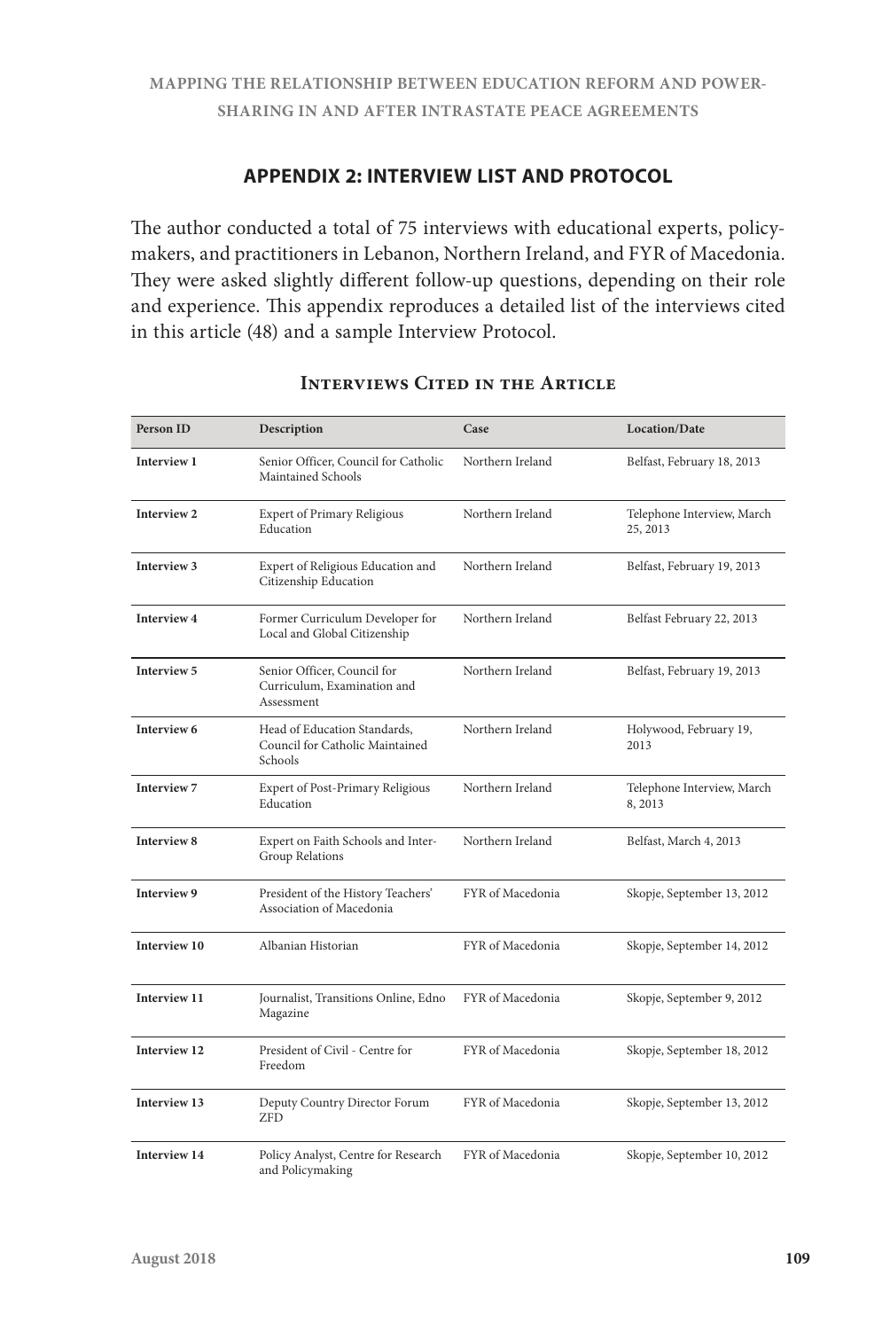## APPENDIX 2: INTERVIEW LIST AND PROTOCOL

The author conducted a total of 75 interviews with educational experts, policy-makers, and practitioners in Lebanon, Northern Ireland, and FYR of Macedonia. They were asked slightly different follow-up questions, depending on their role and experience. This appendix reproduces a detailed list of the interviews cited in this article (48) and a sample Interview Protocol.

### Interviews Cited in the Article

| Person ID | Description | Case | Location/Date |
|---|---|---|---|
| **Interview 1** | Senior Officer, Council for Catholic Maintained Schools | Northern Ireland | Belfast, February 18, 2013 |
| **Interview 2** | Expert of Primary Religious Education | Northern Ireland | Telephone Interview, March 25, 2013 |
| **Interview 3** | Expert of Religious Education and Citizenship Education | Northern Ireland | Belfast, February 19, 2013 |
| **Interview 4** | Former Curriculum Developer for Local and Global Citizenship | Northern Ireland | Belfast February 22, 2013 |
| **Interview 5** | Senior Officer, Council for Curriculum, Examination and Assessment | Northern Ireland | Belfast, February 19, 2013 |
| **Interview 6** | Head of Education Standards, Council for Catholic Maintained Schools | Northern Ireland | Holywood, February 19, 2013 |
| **Interview 7** | Expert of Post-Primary Religious Education | Northern Ireland | Telephone Interview, March 8, 2013 |
| **Interview 8** | Expert on Faith Schools and Inter-Group Relations | Northern Ireland | Belfast, March 4, 2013 |
| **Interview 9** | President of the History Teachers' Association of Macedonia | FYR of Macedonia | Skopje, September 13, 2012 |
| **Interview 10** | Albanian Historian | FYR of Macedonia | Skopje, September 14, 2012 |
| **Interview 11** | Journalist, Transitions Online, Edno Magazine | FYR of Macedonia | Skopje, September 9, 2012 |
| **Interview 12** | President of Civil - Centre for Freedom | FYR of Macedonia | Skopje, September 18, 2012 |
| **Interview 13** | Deputy Country Director Forum ZFD | FYR of Macedonia | Skopje, September 13, 2012 |
| **Interview 14** | Policy Analyst, Centre for Research and Policymaking | FYR of Macedonia | Skopje, September 10, 2012 |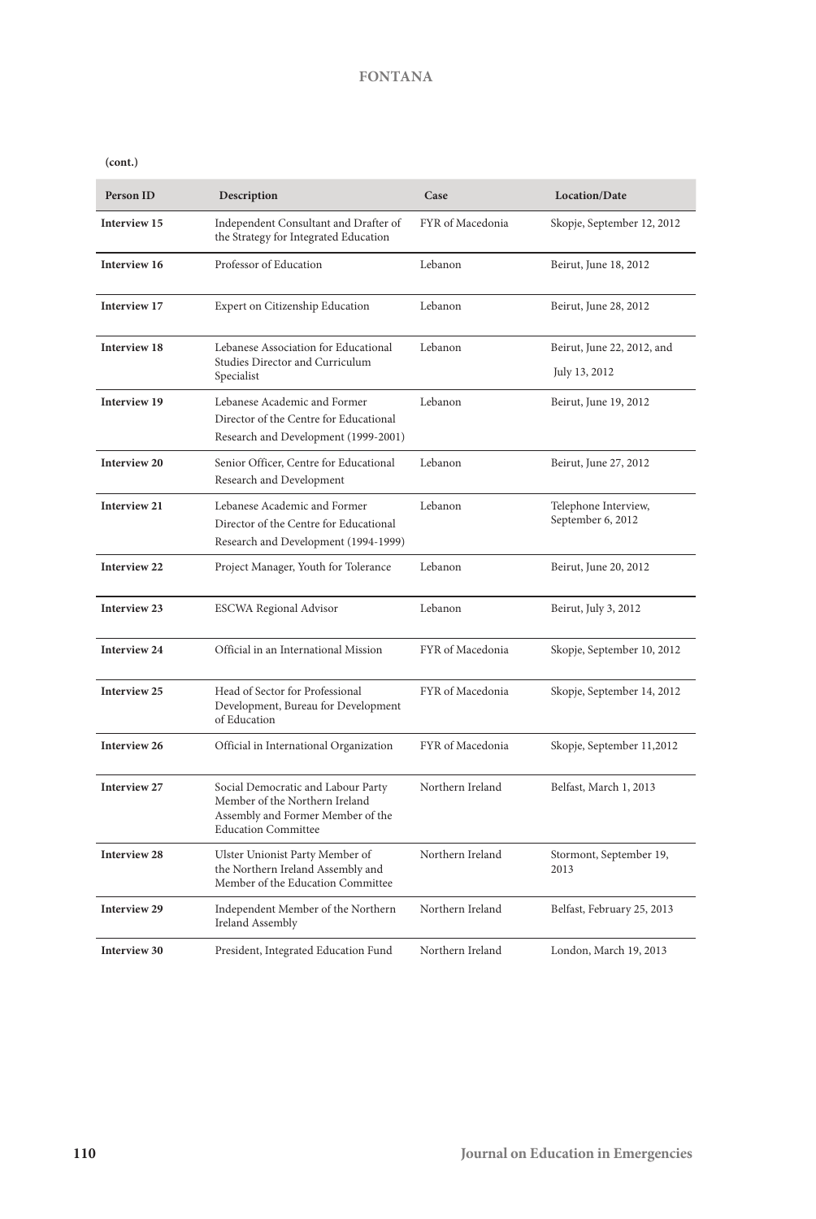**(cont.)**

| Person ID | Description | Case | Location/Date |
|---|---|---|---|
| **Interview 15** | Independent Consultant and Drafter of the Strategy for Integrated Education | FYR of Macedonia | Skopje, September 12, 2012 |
| **Interview 16** | Professor of Education | Lebanon | Beirut, June 18, 2012 |
| **Interview 17** | Expert on Citizenship Education | Lebanon | Beirut, June 28, 2012 |
| **Interview 18** | Lebanese Association for Educational Studies Director and Curriculum Specialist | Lebanon | Beirut, June 22, 2012, and July 13, 2012 |
| **Interview 19** | Lebanese Academic and Former Director of the Centre for Educational Research and Development (1999-2001) | Lebanon | Beirut, June 19, 2012 |
| **Interview 20** | Senior Officer, Centre for Educational Research and Development | Lebanon | Beirut, June 27, 2012 |
| **Interview 21** | Lebanese Academic and Former Director of the Centre for Educational Research and Development (1994-1999) | Lebanon | Telephone Interview, September 6, 2012 |
| **Interview 22** | Project Manager, Youth for Tolerance | Lebanon | Beirut, June 20, 2012 |
| **Interview 23** | ESCWA Regional Advisor | Lebanon | Beirut, July 3, 2012 |
| **Interview 24** | Official in an International Mission | FYR of Macedonia | Skopje, September 10, 2012 |
| **Interview 25** | Head of Sector for Professional Development, Bureau for Development of Education | FYR of Macedonia | Skopje, September 14, 2012 |
| **Interview 26** | Official in International Organization | FYR of Macedonia | Skopje, September 11,2012 |
| **Interview 27** | Social Democratic and Labour Party Member of the Northern Ireland Assembly and Former Member of the Education Committee | Northern Ireland | Belfast, March 1, 2013 |
| **Interview 28** | Ulster Unionist Party Member of the Northern Ireland Assembly and Member of the Education Committee | Northern Ireland | Stormont, September 19, 2013 |
| **Interview 29** | Independent Member of the Northern Ireland Assembly | Northern Ireland | Belfast, February 25, 2013 |
| **Interview 30** | President, Integrated Education Fund | Northern Ireland | London, March 19, 2013 |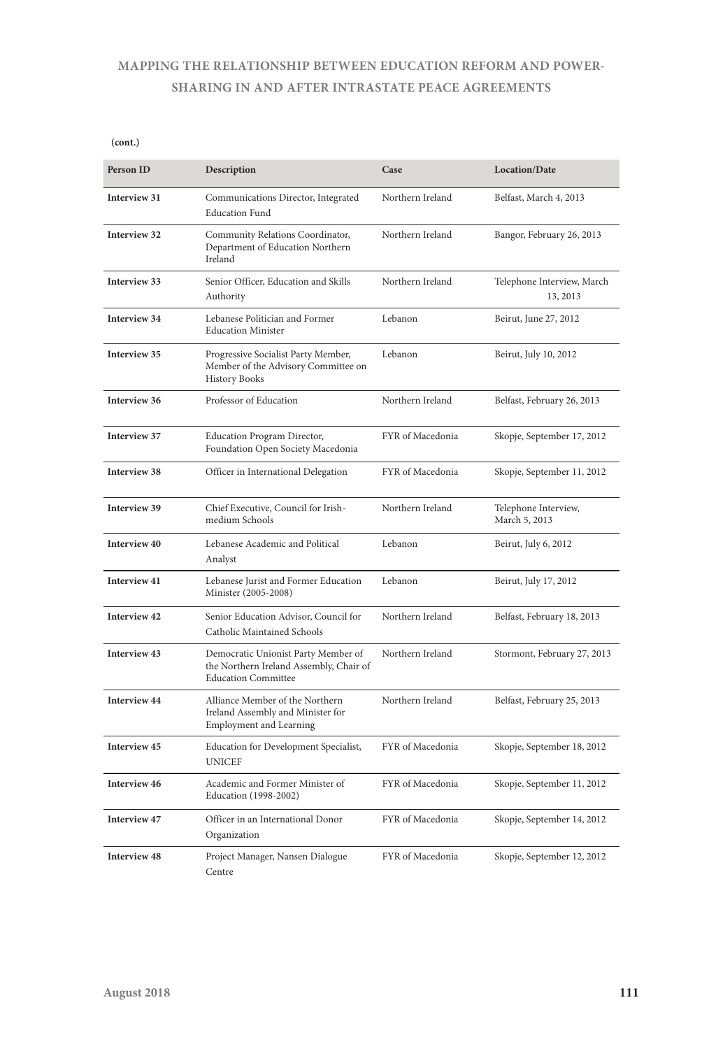**(cont.)**

| Person ID | Description | Case | Location/Date |
|---|---|---|---|
| **Interview 31** | Communications Director, Integrated Education Fund | Northern Ireland | Belfast, March 4, 2013 |
| **Interview 32** | Community Relations Coordinator, Department of Education Northern Ireland | Northern Ireland | Bangor, February 26, 2013 |
| **Interview 33** | Senior Officer, Education and Skills Authority | Northern Ireland | Telephone Interview, March 13, 2013 |
| **Interview 34** | Lebanese Politician and Former Education Minister | Lebanon | Beirut, June 27, 2012 |
| **Interview 35** | Progressive Socialist Party Member, Member of the Advisory Committee on History Books | Lebanon | Beirut, July 10, 2012 |
| **Interview 36** | Professor of Education | Northern Ireland | Belfast, February 26, 2013 |
| **Interview 37** | Education Program Director, Foundation Open Society Macedonia | FYR of Macedonia | Skopje, September 17, 2012 |
| **Interview 38** | Officer in International Delegation | FYR of Macedonia | Skopje, September 11, 2012 |
| **Interview 39** | Chief Executive, Council for Irish-medium Schools | Northern Ireland | Telephone Interview, March 5, 2013 |
| **Interview 40** | Lebanese Academic and Political Analyst | Lebanon | Beirut, July 6, 2012 |
| **Interview 41** | Lebanese Jurist and Former Education Minister (2005-2008) | Lebanon | Beirut, July 17, 2012 |
| **Interview 42** | Senior Education Advisor, Council for Catholic Maintained Schools | Northern Ireland | Belfast, February 18, 2013 |
| **Interview 43** | Democratic Unionist Party Member of the Northern Ireland Assembly, Chair of Education Committee | Northern Ireland | Stormont, February 27, 2013 |
| **Interview 44** | Alliance Member of the Northern Ireland Assembly and Minister for Employment and Learning | Northern Ireland | Belfast, February 25, 2013 |
| **Interview 45** | Education for Development Specialist, UNICEF | FYR of Macedonia | Skopje, September 18, 2012 |
| **Interview 46** | Academic and Former Minister of Education (1998-2002) | FYR of Macedonia | Skopje, September 11, 2012 |
| **Interview 47** | Officer in an International Donor Organization | FYR of Macedonia | Skopje, September 14, 2012 |
| **Interview 48** | Project Manager, Nansen Dialogue Centre | FYR of Macedonia | Skopje, September 12, 2012 |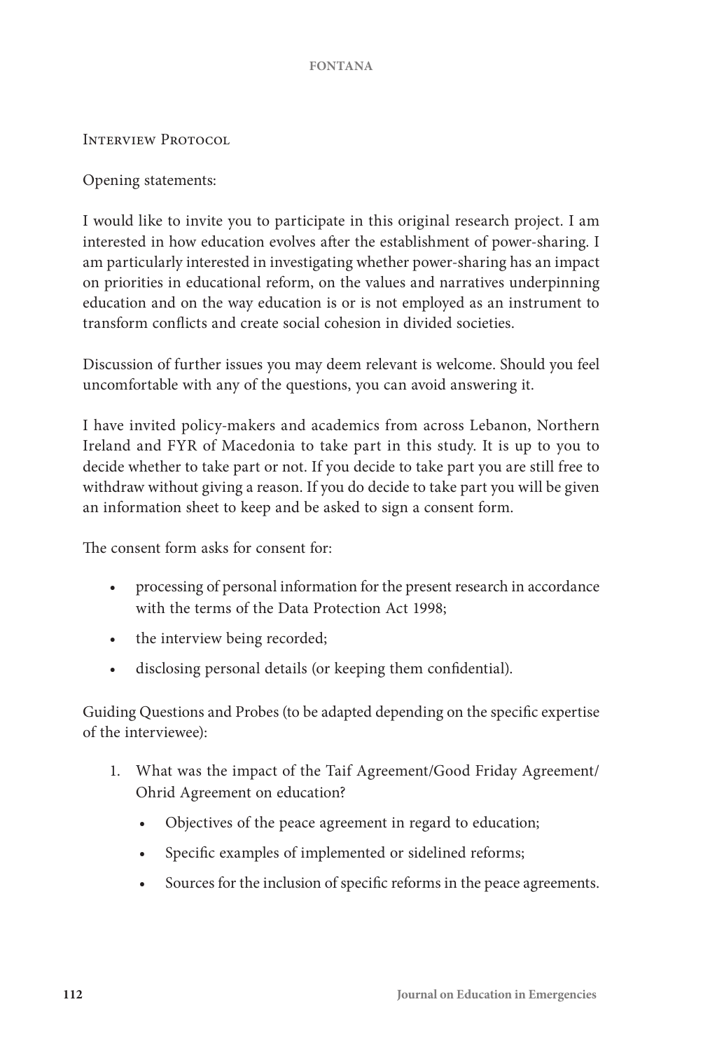## Interview Protocol

Opening statements:

I would like to invite you to participate in this original research project. I am interested in how education evolves after the establishment of power-sharing. I am particularly interested in investigating whether power-sharing has an impact on priorities in educational reform, on the values and narratives underpinning education and on the way education is or is not employed as an instrument to transform conflicts and create social cohesion in divided societies.

Discussion of further issues you may deem relevant is welcome. Should you feel uncomfortable with any of the questions, you can avoid answering it.

I have invited policy-makers and academics from across Lebanon, Northern Ireland and FYR of Macedonia to take part in this study. It is up to you to decide whether to take part or not. If you decide to take part you are still free to withdraw without giving a reason. If you do decide to take part you will be given an information sheet to keep and be asked to sign a consent form.

The consent form asks for consent for:

- processing of personal information for the present research in accordance with the terms of the Data Protection Act 1998;
- the interview being recorded;
- disclosing personal details (or keeping them confidential).

Guiding Questions and Probes (to be adapted depending on the specific expertise of the interviewee):

1. What was the impact of the Taif Agreement/Good Friday Agreement/ Ohrid Agreement on education?
    - Objectives of the peace agreement in regard to education;
    - Specific examples of implemented or sidelined reforms;
    - Sources for the inclusion of specific reforms in the peace agreements.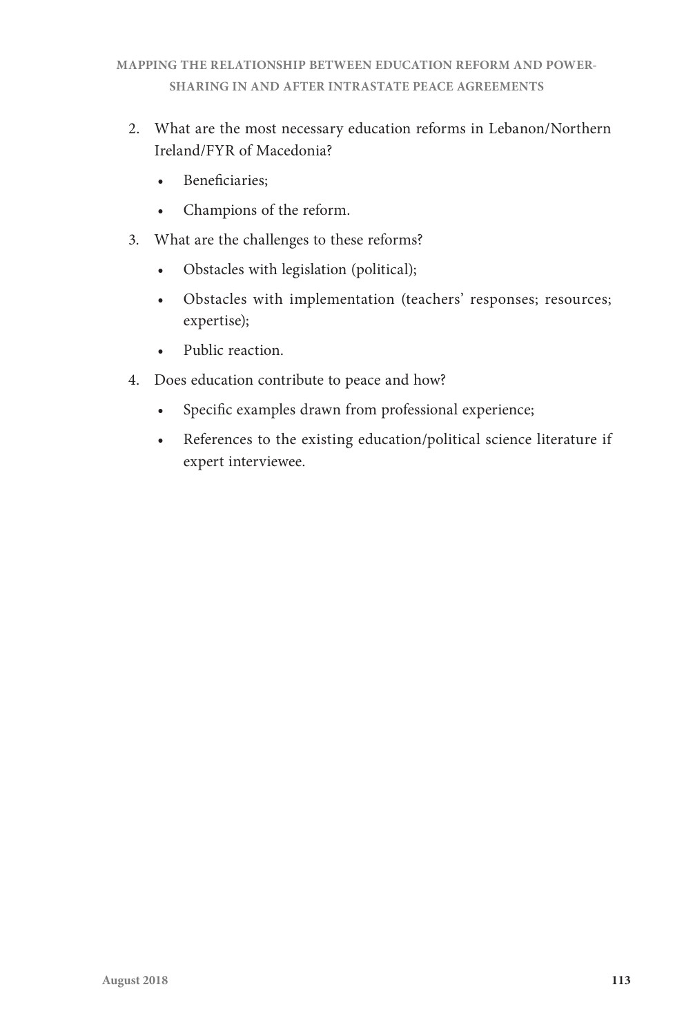2. What are the most necessary education reforms in Lebanon/Northern Ireland/FYR of Macedonia?
   - Beneficiaries;
   - Champions of the reform.
3. What are the challenges to these reforms?
   - Obstacles with legislation (political);
   - Obstacles with implementation (teachers' responses; resources; expertise);
   - Public reaction.
4. Does education contribute to peace and how?
   - Specific examples drawn from professional experience;
   - References to the existing education/political science literature if expert interviewee.